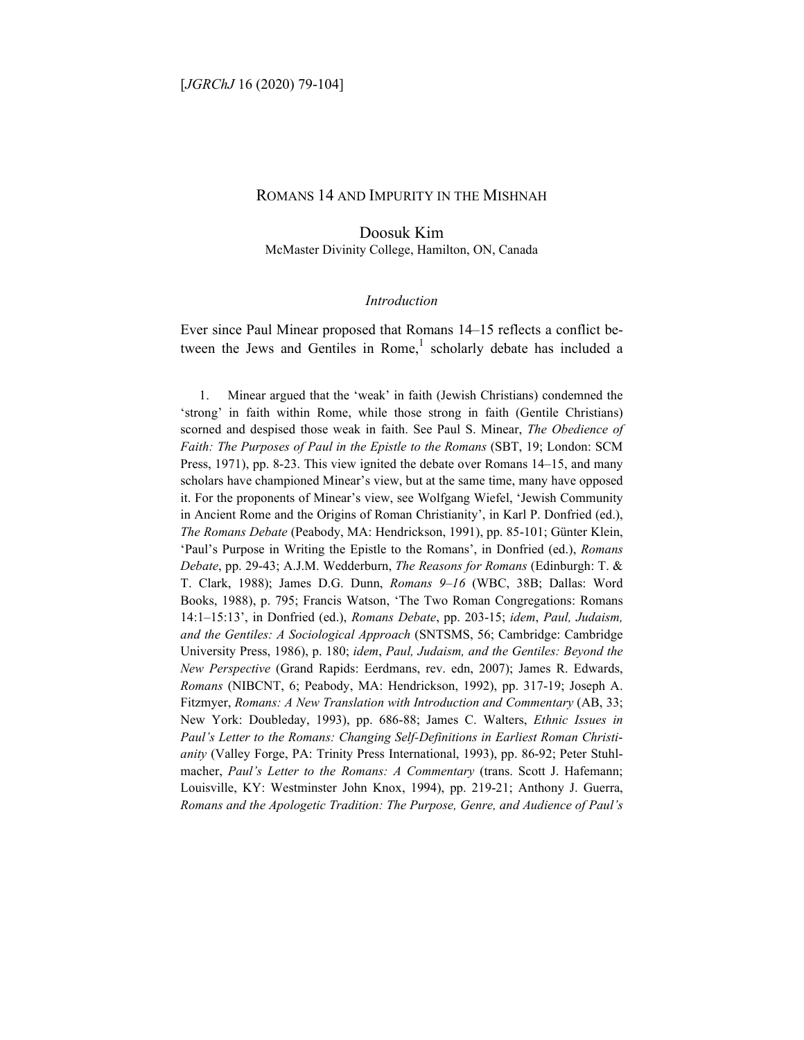# Romans 14 and Impurity in the Mishnah

Doosuk Kim
McMaster Divinity College, Hamilton, ON, Canada

## *Introduction*

Ever since Paul Minear proposed that Romans 14–15 reflects a conflict between the Jews and Gentiles in Rome,[1] scholarly debate has included a

1. Minear argued that the 'weak' in faith (Jewish Christians) condemned the 'strong' in faith within Rome, while those strong in faith (Gentile Christians) scorned and despised those weak in faith. See Paul S. Minear, *The Obedience of Faith: The Purposes of Paul in the Epistle to the Romans* (SBT, 19; London: SCM Press, 1971), pp. 8-23. This view ignited the debate over Romans 14–15, and many scholars have championed Minear's view, but at the same time, many have opposed it. For the proponents of Minear's view, see Wolfgang Wiefel, 'Jewish Community in Ancient Rome and the Origins of Roman Christianity', in Karl P. Donfried (ed.), *The Romans Debate* (Peabody, MA: Hendrickson, 1991), pp. 85-101; Günter Klein, 'Paul's Purpose in Writing the Epistle to the Romans', in Donfried (ed.), *Romans Debate*, pp. 29-43; A.J.M. Wedderburn, *The Reasons for Romans* (Edinburgh: T. & T. Clark, 1988); James D.G. Dunn, *Romans 9–16* (WBC, 38B; Dallas: Word Books, 1988), p. 795; Francis Watson, 'The Two Roman Congregations: Romans 14:1–15:13', in Donfried (ed.), *Romans Debate*, pp. 203-15; *idem*, *Paul, Judaism, and the Gentiles: A Sociological Approach* (SNTSMS, 56; Cambridge: Cambridge University Press, 1986), p. 180; *idem*, *Paul, Judaism, and the Gentiles: Beyond the New Perspective* (Grand Rapids: Eerdmans, rev. edn, 2007); James R. Edwards, *Romans* (NIBCNT, 6; Peabody, MA: Hendrickson, 1992), pp. 317-19; Joseph A. Fitzmyer, *Romans: A New Translation with Introduction and Commentary* (AB, 33; New York: Doubleday, 1993), pp. 686-88; James C. Walters, *Ethnic Issues in Paul's Letter to the Romans: Changing Self-Definitions in Earliest Roman Christianity* (Valley Forge, PA: Trinity Press International, 1993), pp. 86-92; Peter Stuhlmacher, *Paul's Letter to the Romans: A Commentary* (trans. Scott J. Hafemann; Louisville, KY: Westminster John Knox, 1994), pp. 219-21; Anthony J. Guerra, *Romans and the Apologetic Tradition: The Purpose, Genre, and Audience of Paul's*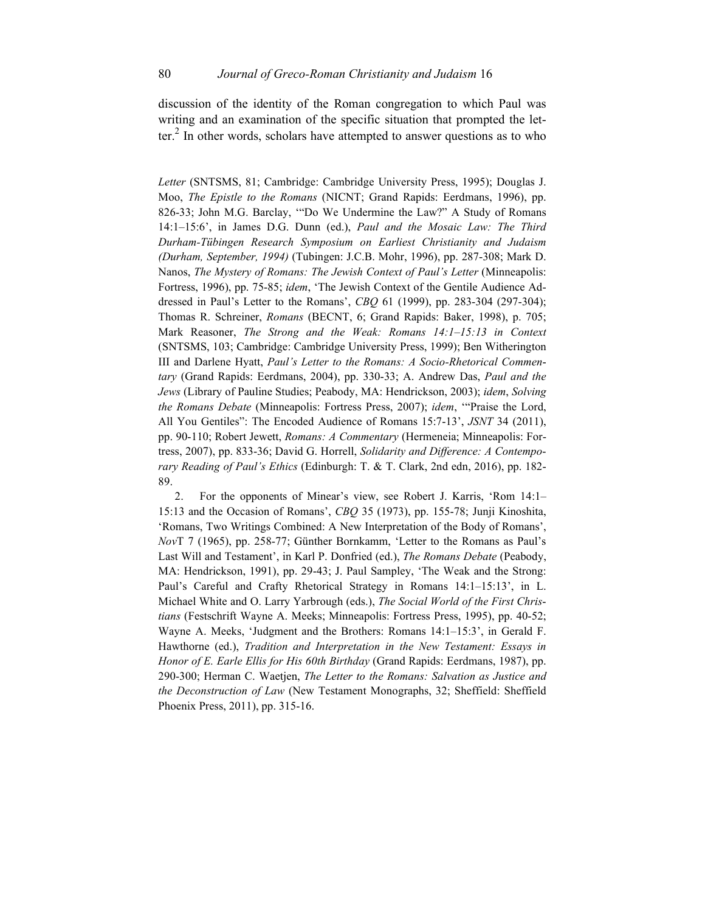discussion of the identity of the Roman congregation to which Paul was writing and an examination of the specific situation that prompted the letter.[2] In other words, scholars have attempted to answer questions as to who

*Letter* (SNTSMS, 81; Cambridge: Cambridge University Press, 1995); Douglas J. Moo, *The Epistle to the Romans* (NICNT; Grand Rapids: Eerdmans, 1996), pp. 826-33; John M.G. Barclay, '"Do We Undermine the Law?" A Study of Romans 14:1–15:6', in James D.G. Dunn (ed.), *Paul and the Mosaic Law: The Third Durham-Tübingen Research Symposium on Earliest Christianity and Judaism (Durham, September, 1994)* (Tubingen: J.C.B. Mohr, 1996), pp. 287-308; Mark D. Nanos, *The Mystery of Romans: The Jewish Context of Paul's Letter* (Minneapolis: Fortress, 1996), pp. 75-85; *idem*, 'The Jewish Context of the Gentile Audience Addressed in Paul's Letter to the Romans', *CBQ* 61 (1999), pp. 283-304 (297-304); Thomas R. Schreiner, *Romans* (BECNT, 6; Grand Rapids: Baker, 1998), p. 705; Mark Reasoner, *The Strong and the Weak: Romans 14:1–15:13 in Context* (SNTSMS, 103; Cambridge: Cambridge University Press, 1999); Ben Witherington III and Darlene Hyatt, *Paul's Letter to the Romans: A Socio-Rhetorical Commentary* (Grand Rapids: Eerdmans, 2004), pp. 330-33; A. Andrew Das, *Paul and the Jews* (Library of Pauline Studies; Peabody, MA: Hendrickson, 2003); *idem*, *Solving the Romans Debate* (Minneapolis: Fortress Press, 2007); *idem*, '"Praise the Lord, All You Gentiles": The Encoded Audience of Romans 15:7-13', *JSNT* 34 (2011), pp. 90-110; Robert Jewett, *Romans: A Commentary* (Hermeneia; Minneapolis: Fortress, 2007), pp. 833-36; David G. Horrell, *Solidarity and Difference: A Contemporary Reading of Paul's Ethics* (Edinburgh: T. & T. Clark, 2nd edn, 2016), pp. 182-89.

2. For the opponents of Minear's view, see Robert J. Karris, 'Rom 14:1–15:13 and the Occasion of Romans', *CBQ* 35 (1973), pp. 155-78; Junji Kinoshita, 'Romans, Two Writings Combined: A New Interpretation of the Body of Romans', *NovT* 7 (1965), pp. 258-77; Günther Bornkamm, 'Letter to the Romans as Paul's Last Will and Testament', in Karl P. Donfried (ed.), *The Romans Debate* (Peabody, MA: Hendrickson, 1991), pp. 29-43; J. Paul Sampley, 'The Weak and the Strong: Paul's Careful and Crafty Rhetorical Strategy in Romans 14:1–15:13', in L. Michael White and O. Larry Yarbrough (eds.), *The Social World of the First Christians* (Festschrift Wayne A. Meeks; Minneapolis: Fortress Press, 1995), pp. 40-52; Wayne A. Meeks, 'Judgment and the Brothers: Romans 14:1–15:3', in Gerald F. Hawthorne (ed.), *Tradition and Interpretation in the New Testament: Essays in Honor of E. Earle Ellis for His 60th Birthday* (Grand Rapids: Eerdmans, 1987), pp. 290-300; Herman C. Waetjen, *The Letter to the Romans: Salvation as Justice and the Deconstruction of Law* (New Testament Monographs, 32; Sheffield: Sheffield Phoenix Press, 2011), pp. 315-16.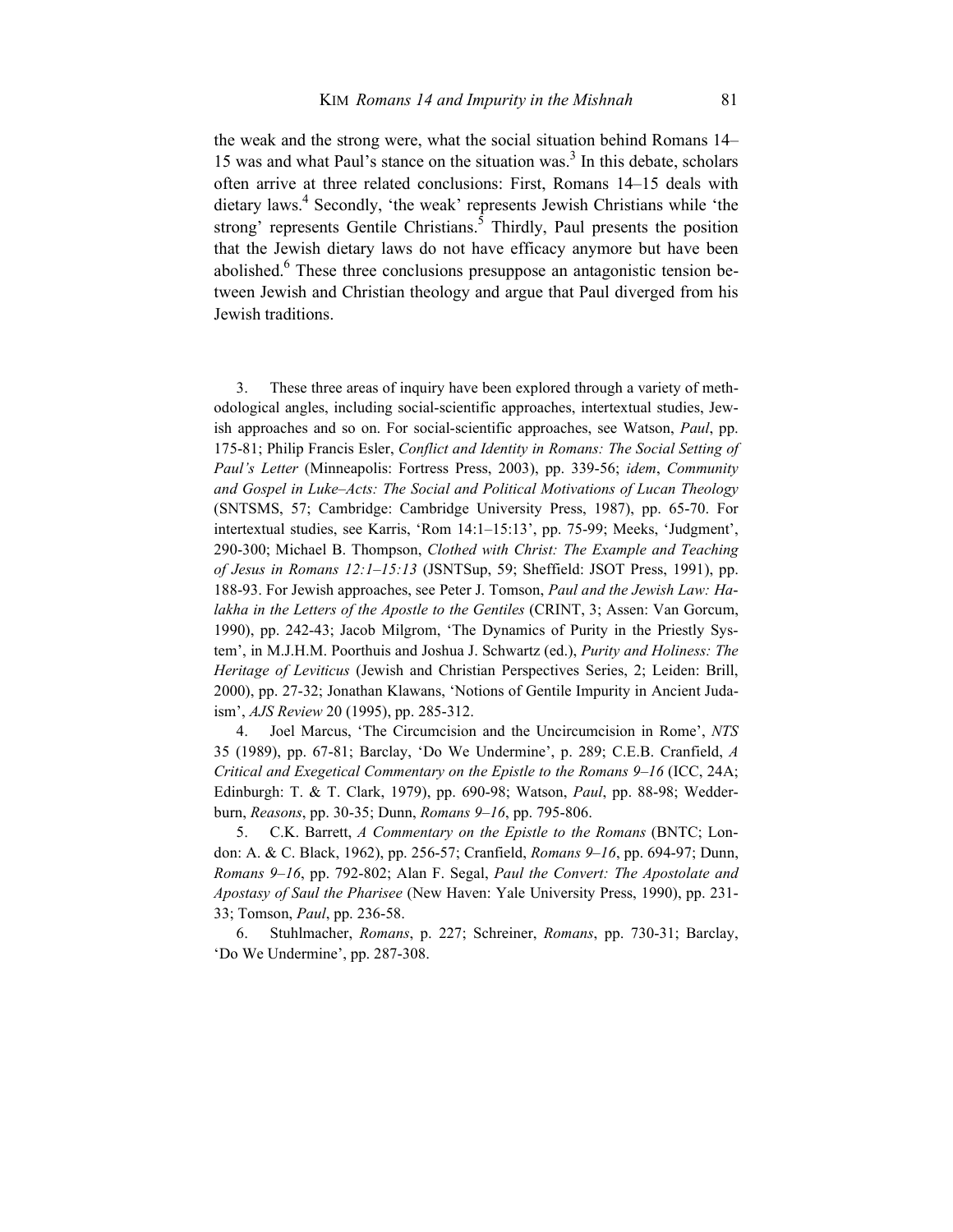the weak and the strong were, what the social situation behind Romans 14–15 was and what Paul's stance on the situation was.[3] In this debate, scholars often arrive at three related conclusions: First, Romans 14–15 deals with dietary laws.[4] Secondly, 'the weak' represents Jewish Christians while 'the strong' represents Gentile Christians.[5] Thirdly, Paul presents the position that the Jewish dietary laws do not have efficacy anymore but have been abolished.[6] These three conclusions presuppose an antagonistic tension between Jewish and Christian theology and argue that Paul diverged from his Jewish traditions.

3. These three areas of inquiry have been explored through a variety of methodological angles, including social-scientific approaches, intertextual studies, Jewish approaches and so on. For social-scientific approaches, see Watson, *Paul*, pp. 175-81; Philip Francis Esler, *Conflict and Identity in Romans: The Social Setting of Paul's Letter* (Minneapolis: Fortress Press, 2003), pp. 339-56; *idem*, *Community and Gospel in Luke–Acts: The Social and Political Motivations of Lucan Theology* (SNTSMS, 57; Cambridge: Cambridge University Press, 1987), pp. 65-70. For intertextual studies, see Karris, 'Rom 14:1–15:13', pp. 75-99; Meeks, 'Judgment', 290-300; Michael B. Thompson, *Clothed with Christ: The Example and Teaching of Jesus in Romans 12:1–15:13* (JSNTSup, 59; Sheffield: JSOT Press, 1991), pp. 188-93. For Jewish approaches, see Peter J. Tomson, *Paul and the Jewish Law: Halakha in the Letters of the Apostle to the Gentiles* (CRINT, 3; Assen: Van Gorcum, 1990), pp. 242-43; Jacob Milgrom, 'The Dynamics of Purity in the Priestly System', in M.J.H.M. Poorthuis and Joshua J. Schwartz (ed.), *Purity and Holiness: The Heritage of Leviticus* (Jewish and Christian Perspectives Series, 2; Leiden: Brill, 2000), pp. 27-32; Jonathan Klawans, 'Notions of Gentile Impurity in Ancient Judaism', *AJS Review* 20 (1995), pp. 285-312.

4. Joel Marcus, 'The Circumcision and the Uncircumcision in Rome', *NTS* 35 (1989), pp. 67-81; Barclay, 'Do We Undermine', p. 289; C.E.B. Cranfield, *A Critical and Exegetical Commentary on the Epistle to the Romans 9–16* (ICC, 24A; Edinburgh: T. & T. Clark, 1979), pp. 690-98; Watson, *Paul*, pp. 88-98; Wedderburn, *Reasons*, pp. 30-35; Dunn, *Romans 9–16*, pp. 795-806.

5. C.K. Barrett, *A Commentary on the Epistle to the Romans* (BNTC; London: A. & C. Black, 1962), pp. 256-57; Cranfield, *Romans 9–16*, pp. 694-97; Dunn, *Romans 9–16*, pp. 792-802; Alan F. Segal, *Paul the Convert: The Apostolate and Apostasy of Saul the Pharisee* (New Haven: Yale University Press, 1990), pp. 231-33; Tomson, *Paul*, pp. 236-58.

6. Stuhlmacher, *Romans*, p. 227; Schreiner, *Romans*, pp. 730-31; Barclay, 'Do We Undermine', pp. 287-308.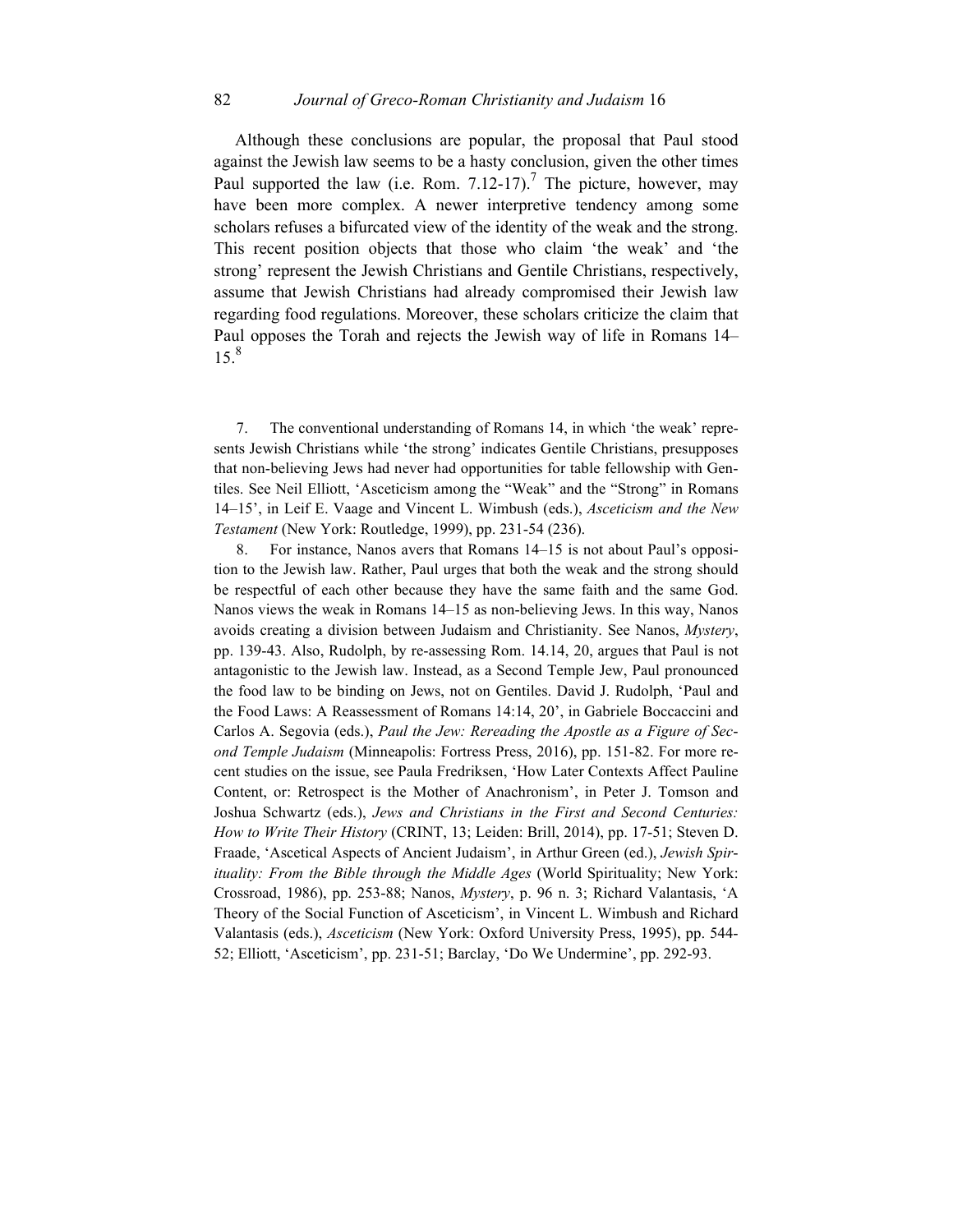Although these conclusions are popular, the proposal that Paul stood against the Jewish law seems to be a hasty conclusion, given the other times Paul supported the law (i.e. Rom. 7.12-17).[7] The picture, however, may have been more complex. A newer interpretive tendency among some scholars refuses a bifurcated view of the identity of the weak and the strong. This recent position objects that those who claim 'the weak' and 'the strong' represent the Jewish Christians and Gentile Christians, respectively, assume that Jewish Christians had already compromised their Jewish law regarding food regulations. Moreover, these scholars criticize the claim that Paul opposes the Torah and rejects the Jewish way of life in Romans 14–15.[8]

7. The conventional understanding of Romans 14, in which 'the weak' represents Jewish Christians while 'the strong' indicates Gentile Christians, presupposes that non-believing Jews had never had opportunities for table fellowship with Gentiles. See Neil Elliott, 'Asceticism among the "Weak" and the "Strong" in Romans 14–15', in Leif E. Vaage and Vincent L. Wimbush (eds.), *Asceticism and the New Testament* (New York: Routledge, 1999), pp. 231-54 (236).

8. For instance, Nanos avers that Romans 14–15 is not about Paul's opposition to the Jewish law. Rather, Paul urges that both the weak and the strong should be respectful of each other because they have the same faith and the same God. Nanos views the weak in Romans 14–15 as non-believing Jews. In this way, Nanos avoids creating a division between Judaism and Christianity. See Nanos, *Mystery*, pp. 139-43. Also, Rudolph, by re-assessing Rom. 14.14, 20, argues that Paul is not antagonistic to the Jewish law. Instead, as a Second Temple Jew, Paul pronounced the food law to be binding on Jews, not on Gentiles. David J. Rudolph, 'Paul and the Food Laws: A Reassessment of Romans 14:14, 20', in Gabriele Boccaccini and Carlos A. Segovia (eds.), *Paul the Jew: Rereading the Apostle as a Figure of Second Temple Judaism* (Minneapolis: Fortress Press, 2016), pp. 151-82. For more recent studies on the issue, see Paula Fredriksen, 'How Later Contexts Affect Pauline Content, or: Retrospect is the Mother of Anachronism', in Peter J. Tomson and Joshua Schwartz (eds.), *Jews and Christians in the First and Second Centuries: How to Write Their History* (CRINT, 13; Leiden: Brill, 2014), pp. 17-51; Steven D. Fraade, 'Ascetical Aspects of Ancient Judaism', in Arthur Green (ed.), *Jewish Spirituality: From the Bible through the Middle Ages* (World Spirituality; New York: Crossroad, 1986), pp. 253-88; Nanos, *Mystery*, p. 96 n. 3; Richard Valantasis, 'A Theory of the Social Function of Asceticism', in Vincent L. Wimbush and Richard Valantasis (eds.), *Asceticism* (New York: Oxford University Press, 1995), pp. 544-52; Elliott, 'Asceticism', pp. 231-51; Barclay, 'Do We Undermine', pp. 292-93.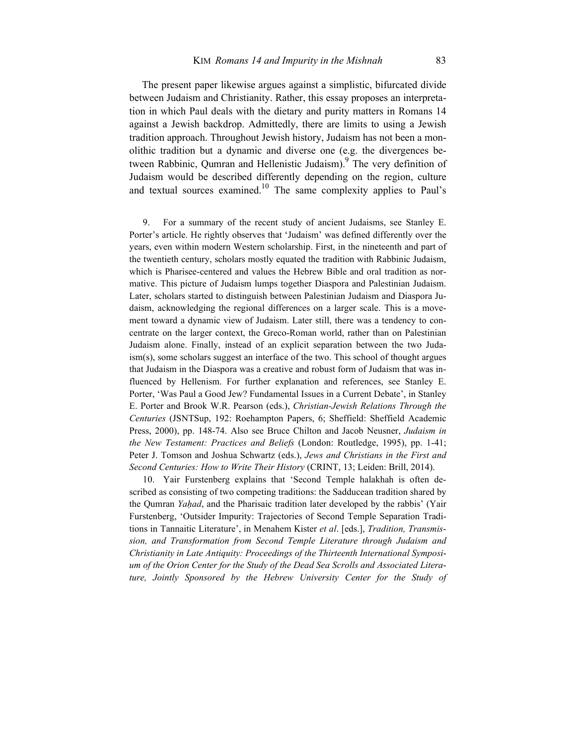The present paper likewise argues against a simplistic, bifurcated divide between Judaism and Christianity. Rather, this essay proposes an interpretation in which Paul deals with the dietary and purity matters in Romans 14 against a Jewish backdrop. Admittedly, there are limits to using a Jewish tradition approach. Throughout Jewish history, Judaism has not been a monolithic tradition but a dynamic and diverse one (e.g. the divergences between Rabbinic, Qumran and Hellenistic Judaism).[9] The very definition of Judaism would be described differently depending on the region, culture and textual sources examined.[10] The same complexity applies to Paul's

9. For a summary of the recent study of ancient Judaisms, see Stanley E. Porter's article. He rightly observes that 'Judaism' was defined differently over the years, even within modern Western scholarship. First, in the nineteenth and part of the twentieth century, scholars mostly equated the tradition with Rabbinic Judaism, which is Pharisee-centered and values the Hebrew Bible and oral tradition as normative. This picture of Judaism lumps together Diaspora and Palestinian Judaism. Later, scholars started to distinguish between Palestinian Judaism and Diaspora Judaism, acknowledging the regional differences on a larger scale. This is a movement toward a dynamic view of Judaism. Later still, there was a tendency to concentrate on the larger context, the Greco-Roman world, rather than on Palestinian Judaism alone. Finally, instead of an explicit separation between the two Judaism(s), some scholars suggest an interface of the two. This school of thought argues that Judaism in the Diaspora was a creative and robust form of Judaism that was influenced by Hellenism. For further explanation and references, see Stanley E. Porter, 'Was Paul a Good Jew? Fundamental Issues in a Current Debate', in Stanley E. Porter and Brook W.R. Pearson (eds.), *Christian-Jewish Relations Through the Centuries* (JSNTSup, 192: Roehampton Papers, 6; Sheffield: Sheffield Academic Press, 2000), pp. 148-74. Also see Bruce Chilton and Jacob Neusner, *Judaism in the New Testament: Practices and Beliefs* (London: Routledge, 1995), pp. 1-41; Peter J. Tomson and Joshua Schwartz (eds.), *Jews and Christians in the First and Second Centuries: How to Write Their History* (CRINT, 13; Leiden: Brill, 2014).

10. Yair Furstenberg explains that 'Second Temple halakhah is often described as consisting of two competing traditions: the Sadducean tradition shared by the Qumran *Yaḥad*, and the Pharisaic tradition later developed by the rabbis' (Yair Furstenberg, 'Outsider Impurity: Trajectories of Second Temple Separation Traditions in Tannaitic Literature', in Menahem Kister *et al*. [eds.], *Tradition, Transmission, and Transformation from Second Temple Literature through Judaism and Christianity in Late Antiquity: Proceedings of the Thirteenth International Symposium of the Orion Center for the Study of the Dead Sea Scrolls and Associated Literature, Jointly Sponsored by the Hebrew University Center for the Study of*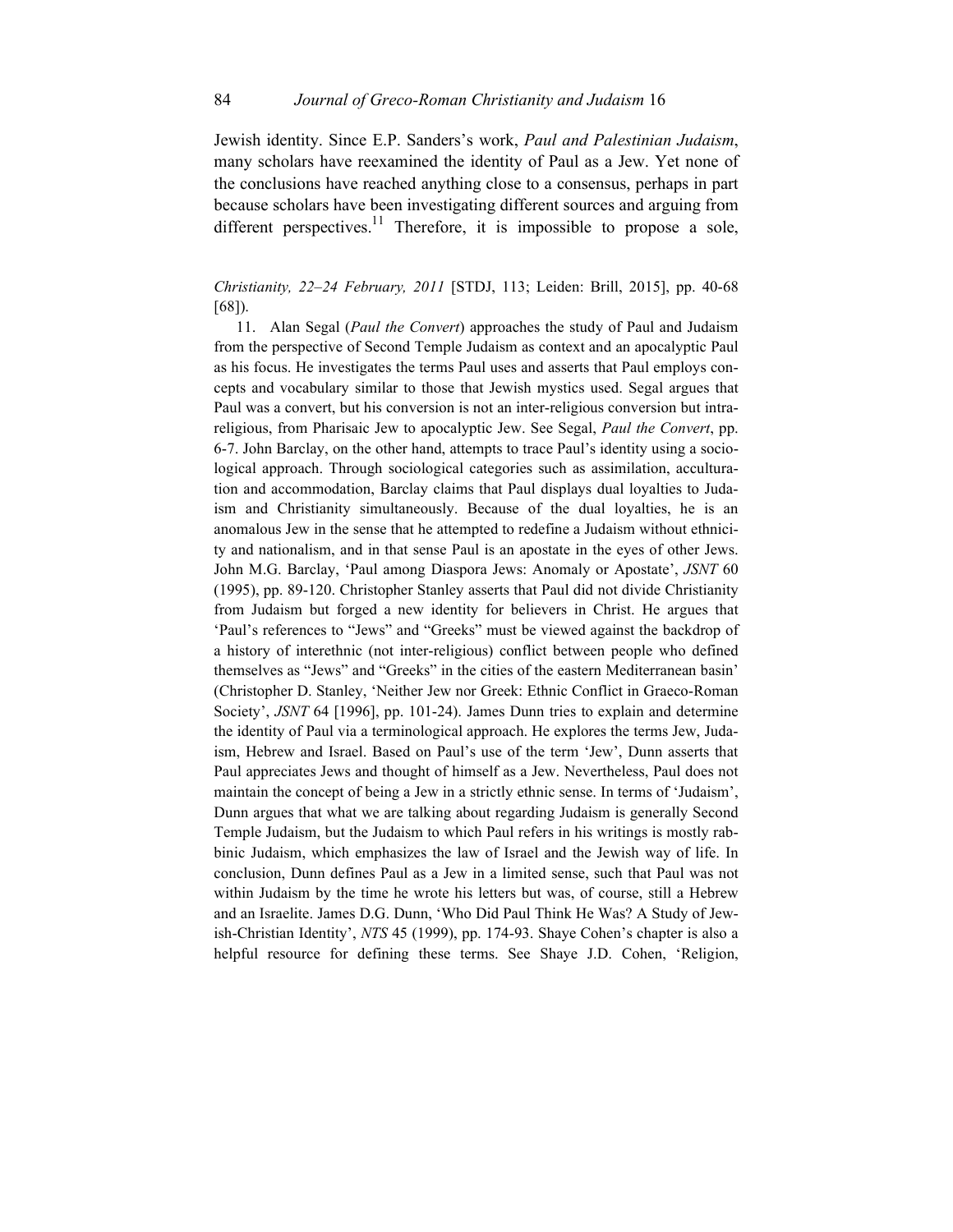Jewish identity. Since E.P. Sanders's work, *Paul and Palestinian Judaism*, many scholars have reexamined the identity of Paul as a Jew. Yet none of the conclusions have reached anything close to a consensus, perhaps in part because scholars have been investigating different sources and arguing from different perspectives.[11] Therefore, it is impossible to propose a sole,

*Christianity, 22–24 February, 2011* [STDJ, 113; Leiden: Brill, 2015], pp. 40-68 [68]).

11. Alan Segal (*Paul the Convert*) approaches the study of Paul and Judaism from the perspective of Second Temple Judaism as context and an apocalyptic Paul as his focus. He investigates the terms Paul uses and asserts that Paul employs concepts and vocabulary similar to those that Jewish mystics used. Segal argues that Paul was a convert, but his conversion is not an inter-religious conversion but intra-religious, from Pharisaic Jew to apocalyptic Jew. See Segal, *Paul the Convert*, pp. 6-7. John Barclay, on the other hand, attempts to trace Paul's identity using a sociological approach. Through sociological categories such as assimilation, acculturation and accommodation, Barclay claims that Paul displays dual loyalties to Judaism and Christianity simultaneously. Because of the dual loyalties, he is an anomalous Jew in the sense that he attempted to redefine a Judaism without ethnicity and nationalism, and in that sense Paul is an apostate in the eyes of other Jews. John M.G. Barclay, 'Paul among Diaspora Jews: Anomaly or Apostate', *JSNT* 60 (1995), pp. 89-120. Christopher Stanley asserts that Paul did not divide Christianity from Judaism but forged a new identity for believers in Christ. He argues that 'Paul's references to "Jews" and "Greeks" must be viewed against the backdrop of a history of interethnic (not inter-religious) conflict between people who defined themselves as "Jews" and "Greeks" in the cities of the eastern Mediterranean basin' (Christopher D. Stanley, 'Neither Jew nor Greek: Ethnic Conflict in Graeco-Roman Society', *JSNT* 64 [1996], pp. 101-24). James Dunn tries to explain and determine the identity of Paul via a terminological approach. He explores the terms Jew, Judaism, Hebrew and Israel. Based on Paul's use of the term 'Jew', Dunn asserts that Paul appreciates Jews and thought of himself as a Jew. Nevertheless, Paul does not maintain the concept of being a Jew in a strictly ethnic sense. In terms of 'Judaism', Dunn argues that what we are talking about regarding Judaism is generally Second Temple Judaism, but the Judaism to which Paul refers in his writings is mostly rabbinic Judaism, which emphasizes the law of Israel and the Jewish way of life. In conclusion, Dunn defines Paul as a Jew in a limited sense, such that Paul was not within Judaism by the time he wrote his letters but was, of course, still a Hebrew and an Israelite. James D.G. Dunn, 'Who Did Paul Think He Was? A Study of Jewish-Christian Identity', *NTS* 45 (1999), pp. 174-93. Shaye Cohen's chapter is also a helpful resource for defining these terms. See Shaye J.D. Cohen, 'Religion,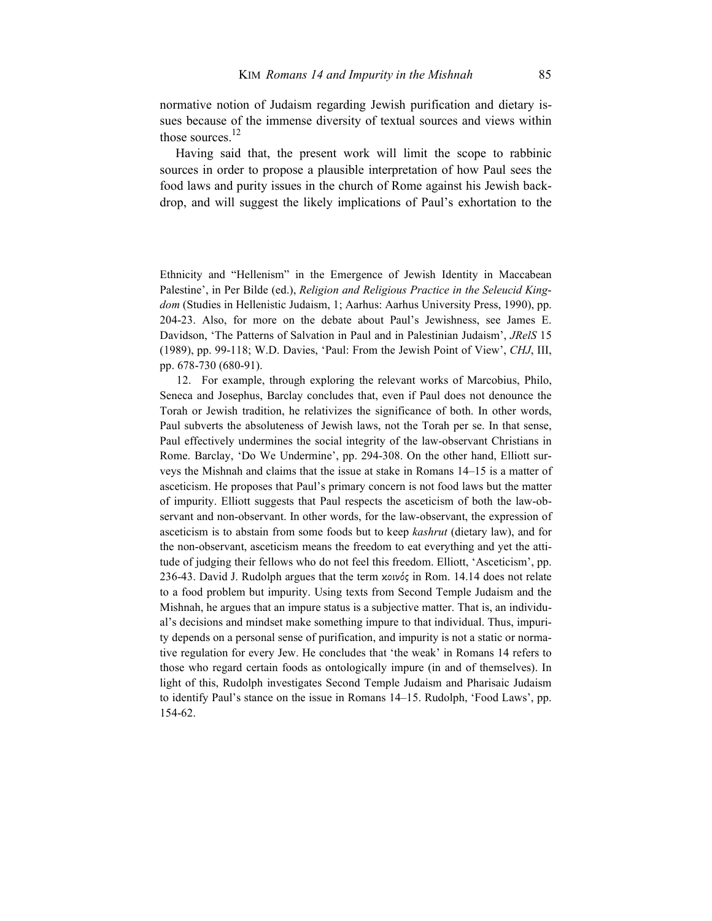normative notion of Judaism regarding Jewish purification and dietary issues because of the immense diversity of textual sources and views within those sources.[12]

Having said that, the present work will limit the scope to rabbinic sources in order to propose a plausible interpretation of how Paul sees the food laws and purity issues in the church of Rome against his Jewish backdrop, and will suggest the likely implications of Paul's exhortation to the

Ethnicity and "Hellenism" in the Emergence of Jewish Identity in Maccabean Palestine', in Per Bilde (ed.), *Religion and Religious Practice in the Seleucid Kingdom* (Studies in Hellenistic Judaism, 1; Aarhus: Aarhus University Press, 1990), pp. 204-23. Also, for more on the debate about Paul's Jewishness, see James E. Davidson, 'The Patterns of Salvation in Paul and in Palestinian Judaism', *JRelS* 15 (1989), pp. 99-118; W.D. Davies, 'Paul: From the Jewish Point of View', *CHJ*, III, pp. 678-730 (680-91).

12. For example, through exploring the relevant works of Marcobius, Philo, Seneca and Josephus, Barclay concludes that, even if Paul does not denounce the Torah or Jewish tradition, he relativizes the significance of both. In other words, Paul subverts the absoluteness of Jewish laws, not the Torah per se. In that sense, Paul effectively undermines the social integrity of the law-observant Christians in Rome. Barclay, 'Do We Undermine', pp. 294-308. On the other hand, Elliott surveys the Mishnah and claims that the issue at stake in Romans 14–15 is a matter of asceticism. He proposes that Paul's primary concern is not food laws but the matter of impurity. Elliott suggests that Paul respects the asceticism of both the law-observant and non-observant. In other words, for the law-observant, the expression of asceticism is to abstain from some foods but to keep *kashrut* (dietary law), and for the non-observant, asceticism means the freedom to eat everything and yet the attitude of judging their fellows who do not feel this freedom. Elliott, 'Asceticism', pp. 236-43. David J. Rudolph argues that the term κοινός in Rom. 14.14 does not relate to a food problem but impurity. Using texts from Second Temple Judaism and the Mishnah, he argues that an impure status is a subjective matter. That is, an individual's decisions and mindset make something impure to that individual. Thus, impurity depends on a personal sense of purification, and impurity is not a static or normative regulation for every Jew. He concludes that 'the weak' in Romans 14 refers to those who regard certain foods as ontologically impure (in and of themselves). In light of this, Rudolph investigates Second Temple Judaism and Pharisaic Judaism to identify Paul's stance on the issue in Romans 14–15. Rudolph, 'Food Laws', pp. 154-62.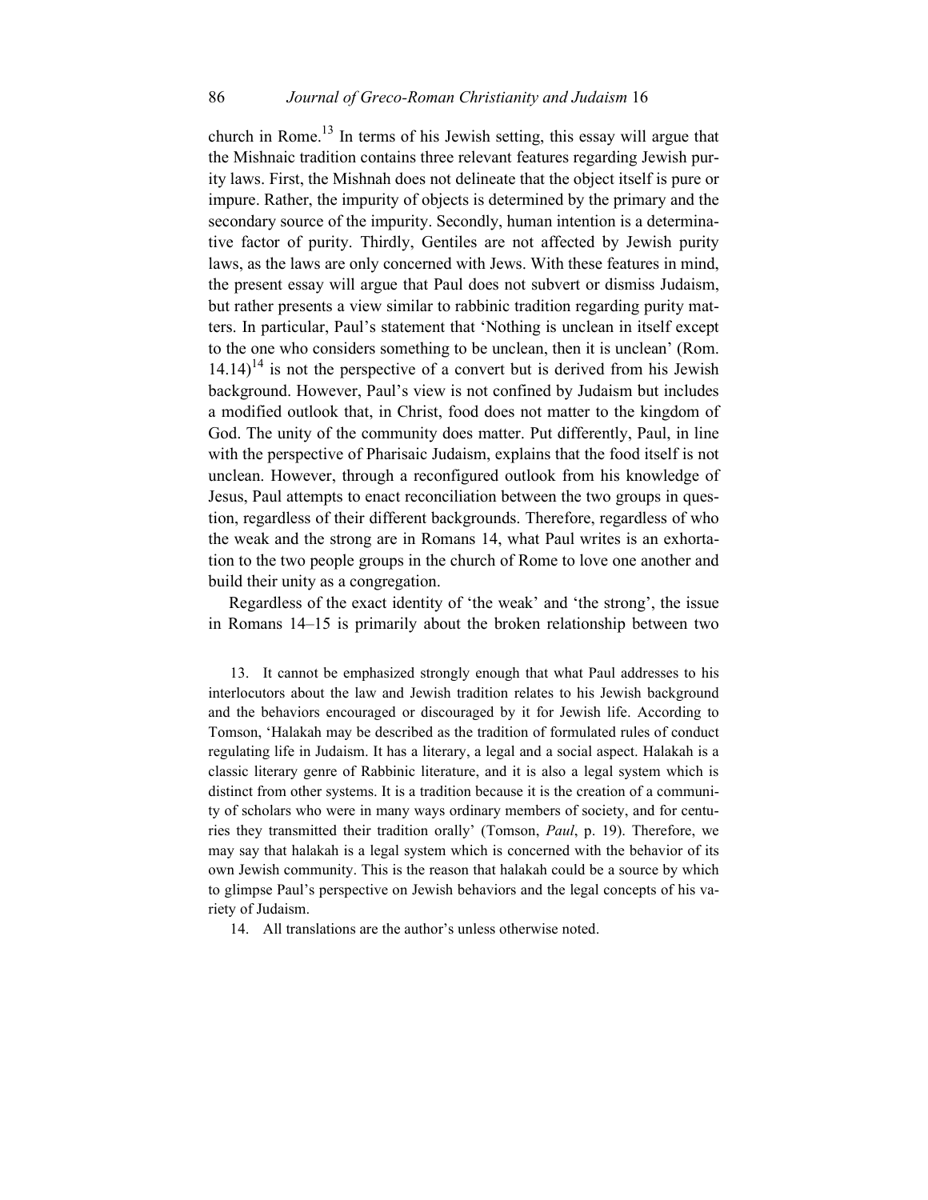church in Rome.[13] In terms of his Jewish setting, this essay will argue that the Mishnaic tradition contains three relevant features regarding Jewish purity laws. First, the Mishnah does not delineate that the object itself is pure or impure. Rather, the impurity of objects is determined by the primary and the secondary source of the impurity. Secondly, human intention is a determinative factor of purity. Thirdly, Gentiles are not affected by Jewish purity laws, as the laws are only concerned with Jews. With these features in mind, the present essay will argue that Paul does not subvert or dismiss Judaism, but rather presents a view similar to rabbinic tradition regarding purity matters. In particular, Paul's statement that 'Nothing is unclean in itself except to the one who considers something to be unclean, then it is unclean' (Rom. 14.14)[14] is not the perspective of a convert but is derived from his Jewish background. However, Paul's view is not confined by Judaism but includes a modified outlook that, in Christ, food does not matter to the kingdom of God. The unity of the community does matter. Put differently, Paul, in line with the perspective of Pharisaic Judaism, explains that the food itself is not unclean. However, through a reconfigured outlook from his knowledge of Jesus, Paul attempts to enact reconciliation between the two groups in question, regardless of their different backgrounds. Therefore, regardless of who the weak and the strong are in Romans 14, what Paul writes is an exhortation to the two people groups in the church of Rome to love one another and build their unity as a congregation.

Regardless of the exact identity of 'the weak' and 'the strong', the issue in Romans 14–15 is primarily about the broken relationship between two

13. It cannot be emphasized strongly enough that what Paul addresses to his interlocutors about the law and Jewish tradition relates to his Jewish background and the behaviors encouraged or discouraged by it for Jewish life. According to Tomson, 'Halakah may be described as the tradition of formulated rules of conduct regulating life in Judaism. It has a literary, a legal and a social aspect. Halakah is a classic literary genre of Rabbinic literature, and it is also a legal system which is distinct from other systems. It is a tradition because it is the creation of a community of scholars who were in many ways ordinary members of society, and for centuries they transmitted their tradition orally' (Tomson, *Paul*, p. 19). Therefore, we may say that halakah is a legal system which is concerned with the behavior of its own Jewish community. This is the reason that halakah could be a source by which to glimpse Paul's perspective on Jewish behaviors and the legal concepts of his variety of Judaism.

14. All translations are the author's unless otherwise noted.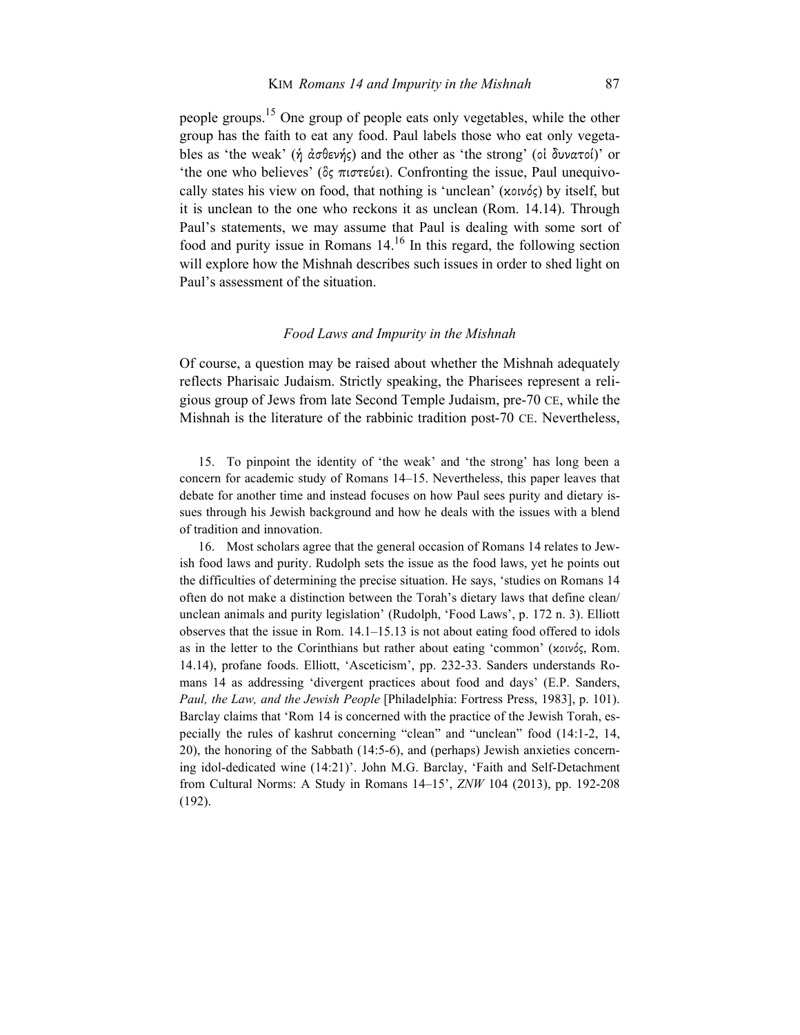people groups.[15] One group of people eats only vegetables, while the other group has the faith to eat any food. Paul labels those who eat only vegetables as 'the weak' (ἡ ἀσθενής) and the other as 'the strong' (οἱ δυνατοί)' or 'the one who believes' (ὃς πιστεύει). Confronting the issue, Paul unequivocally states his view on food, that nothing is 'unclean' (κοινός) by itself, but it is unclean to the one who reckons it as unclean (Rom. 14.14). Through Paul's statements, we may assume that Paul is dealing with some sort of food and purity issue in Romans 14.[16] In this regard, the following section will explore how the Mishnah describes such issues in order to shed light on Paul's assessment of the situation.

### *Food Laws and Impurity in the Mishnah*

Of course, a question may be raised about whether the Mishnah adequately reflects Pharisaic Judaism. Strictly speaking, the Pharisees represent a religious group of Jews from late Second Temple Judaism, pre-70 CE, while the Mishnah is the literature of the rabbinic tradition post-70 CE. Nevertheless,

15. To pinpoint the identity of 'the weak' and 'the strong' has long been a concern for academic study of Romans 14–15. Nevertheless, this paper leaves that debate for another time and instead focuses on how Paul sees purity and dietary issues through his Jewish background and how he deals with the issues with a blend of tradition and innovation.

16. Most scholars agree that the general occasion of Romans 14 relates to Jewish food laws and purity. Rudolph sets the issue as the food laws, yet he points out the difficulties of determining the precise situation. He says, 'studies on Romans 14 often do not make a distinction between the Torah's dietary laws that define clean/ unclean animals and purity legislation' (Rudolph, 'Food Laws', p. 172 n. 3). Elliott observes that the issue in Rom. 14.1–15.13 is not about eating food offered to idols as in the letter to the Corinthians but rather about eating 'common' (κοινός, Rom. 14.14), profane foods. Elliott, 'Asceticism', pp. 232-33. Sanders understands Romans 14 as addressing 'divergent practices about food and days' (E.P. Sanders, *Paul, the Law, and the Jewish People* [Philadelphia: Fortress Press, 1983], p. 101). Barclay claims that 'Rom 14 is concerned with the practice of the Jewish Torah, especially the rules of kashrut concerning "clean" and "unclean" food (14:1-2, 14, 20), the honoring of the Sabbath (14:5-6), and (perhaps) Jewish anxieties concerning idol-dedicated wine (14:21)'. John M.G. Barclay, 'Faith and Self-Detachment from Cultural Norms: A Study in Romans 14–15', *ZNW* 104 (2013), pp. 192-208 (192).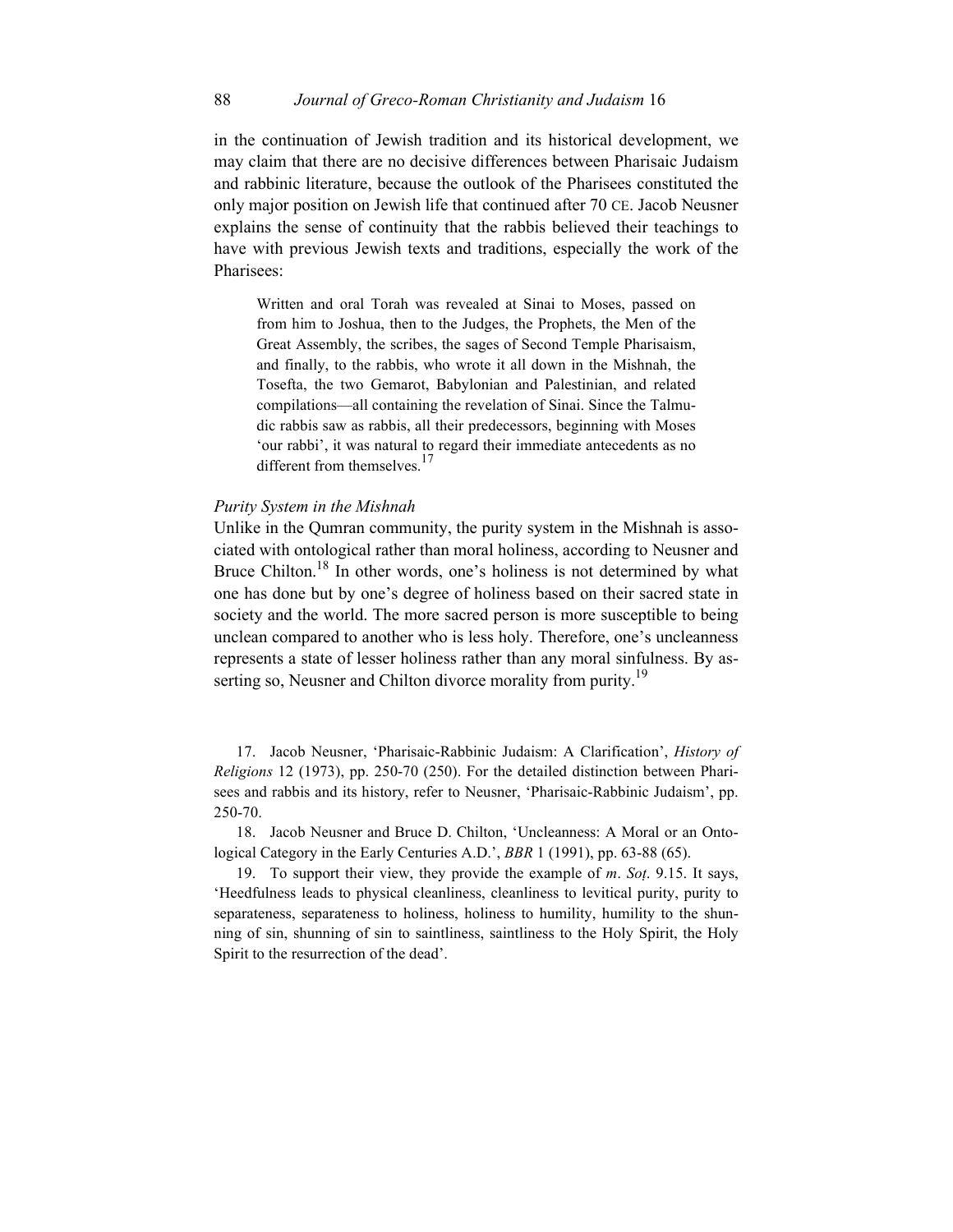in the continuation of Jewish tradition and its historical development, we may claim that there are no decisive differences between Pharisaic Judaism and rabbinic literature, because the outlook of the Pharisees constituted the only major position on Jewish life that continued after 70 CE. Jacob Neusner explains the sense of continuity that the rabbis believed their teachings to have with previous Jewish texts and traditions, especially the work of the Pharisees:

> Written and oral Torah was revealed at Sinai to Moses, passed on from him to Joshua, then to the Judges, the Prophets, the Men of the Great Assembly, the scribes, the sages of Second Temple Pharisaism, and finally, to the rabbis, who wrote it all down in the Mishnah, the Tosefta, the two Gemarot, Babylonian and Palestinian, and related compilations—all containing the revelation of Sinai. Since the Talmudic rabbis saw as rabbis, all their predecessors, beginning with Moses 'our rabbi', it was natural to regard their immediate antecedents as no different from themselves.[17]

*Purity System in the Mishnah*

Unlike in the Qumran community, the purity system in the Mishnah is associated with ontological rather than moral holiness, according to Neusner and Bruce Chilton.[18] In other words, one's holiness is not determined by what one has done but by one's degree of holiness based on their sacred state in society and the world. The more sacred person is more susceptible to being unclean compared to another who is less holy. Therefore, one's uncleanness represents a state of lesser holiness rather than any moral sinfulness. By asserting so, Neusner and Chilton divorce morality from purity.[19]

17. Jacob Neusner, 'Pharisaic-Rabbinic Judaism: A Clarification', *History of Religions* 12 (1973), pp. 250-70 (250). For the detailed distinction between Pharisees and rabbis and its history, refer to Neusner, 'Pharisaic-Rabbinic Judaism', pp. 250-70.

18. Jacob Neusner and Bruce D. Chilton, 'Uncleanness: A Moral or an Ontological Category in the Early Centuries A.D.', *BBR* 1 (1991), pp. 63-88 (65).

19. To support their view, they provide the example of *m*. *Soṭ*. 9.15. It says, 'Heedfulness leads to physical cleanliness, cleanliness to levitical purity, purity to separateness, separateness to holiness, holiness to humility, humility to the shunning of sin, shunning of sin to saintliness, saintliness to the Holy Spirit, the Holy Spirit to the resurrection of the dead'.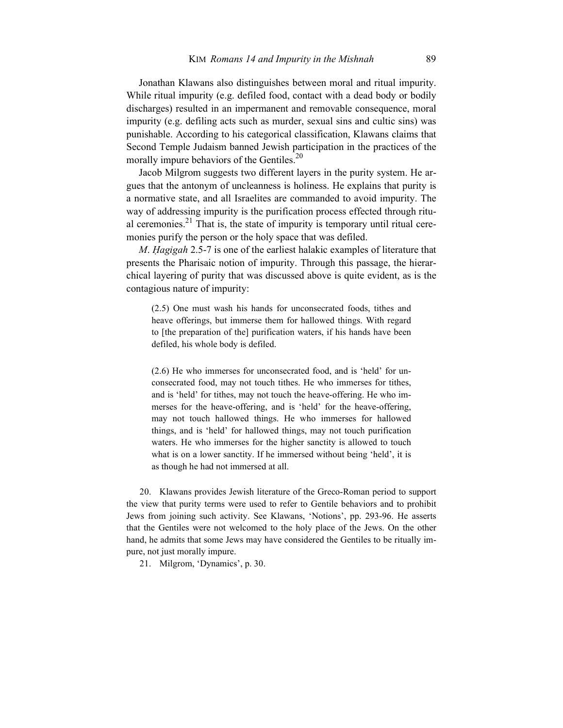Jonathan Klawans also distinguishes between moral and ritual impurity. While ritual impurity (e.g. defiled food, contact with a dead body or bodily discharges) resulted in an impermanent and removable consequence, moral impurity (e.g. defiling acts such as murder, sexual sins and cultic sins) was punishable. According to his categorical classification, Klawans claims that Second Temple Judaism banned Jewish participation in the practices of the morally impure behaviors of the Gentiles.[20]

Jacob Milgrom suggests two different layers in the purity system. He argues that the antonym of uncleanness is holiness. He explains that purity is a normative state, and all Israelites are commanded to avoid impurity. The way of addressing impurity is the purification process effected through ritual ceremonies.[21] That is, the state of impurity is temporary until ritual ceremonies purify the person or the holy space that was defiled.

*M*. *Ḥagigah* 2.5-7 is one of the earliest halakic examples of literature that presents the Pharisaic notion of impurity. Through this passage, the hierarchical layering of purity that was discussed above is quite evident, as is the contagious nature of impurity:

> (2.5) One must wash his hands for unconsecrated foods, tithes and heave offerings, but immerse them for hallowed things. With regard to [the preparation of the] purification waters, if his hands have been defiled, his whole body is defiled.
>
> (2.6) He who immerses for unconsecrated food, and is 'held' for unconsecrated food, may not touch tithes. He who immerses for tithes, and is 'held' for tithes, may not touch the heave-offering. He who immerses for the heave-offering, and is 'held' for the heave-offering, may not touch hallowed things. He who immerses for hallowed things, and is 'held' for hallowed things, may not touch purification waters. He who immerses for the higher sanctity is allowed to touch what is on a lower sanctity. If he immersed without being 'held', it is as though he had not immersed at all.

20. Klawans provides Jewish literature of the Greco-Roman period to support the view that purity terms were used to refer to Gentile behaviors and to prohibit Jews from joining such activity. See Klawans, 'Notions', pp. 293-96. He asserts that the Gentiles were not welcomed to the holy place of the Jews. On the other hand, he admits that some Jews may have considered the Gentiles to be ritually impure, not just morally impure.

21. Milgrom, 'Dynamics', p. 30.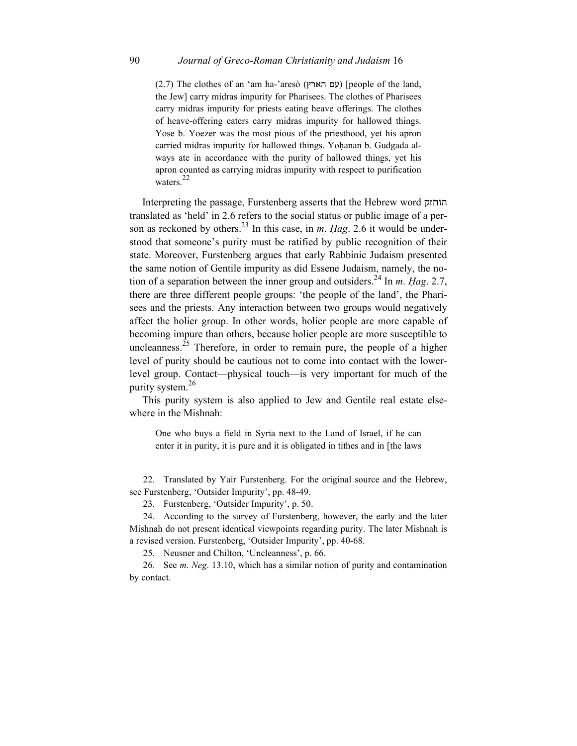(2.7) The clothes of an ‘am ha-’aresò (עם הארץ) [people of the land, the Jew] carry midras impurity for Pharisees. The clothes of Pharisees carry midras impurity for priests eating heave offerings. The clothes of heave-offering eaters carry midras impurity for hallowed things. Yose b. Yoezer was the most pious of the priesthood, yet his apron carried midras impurity for hallowed things. Yoḥanan b. Gudgada always ate in accordance with the purity of hallowed things, yet his apron counted as carrying midras impurity with respect to purification waters.[22]

Interpreting the passage, Furstenberg asserts that the Hebrew word הוחזק translated as ‘held’ in 2.6 refers to the social status or public image of a person as reckoned by others.[23] In this case, in *m*. *Ḥag*. 2.6 it would be understood that someone’s purity must be ratified by public recognition of their state. Moreover, Furstenberg argues that early Rabbinic Judaism presented the same notion of Gentile impurity as did Essene Judaism, namely, the notion of a separation between the inner group and outsiders.[24] In *m*. *Ḥag*. 2.7, there are three different people groups: ‘the people of the land’, the Pharisees and the priests. Any interaction between two groups would negatively affect the holier group. In other words, holier people are more capable of becoming impure than others, because holier people are more susceptible to uncleanness.[25] Therefore, in order to remain pure, the people of a higher level of purity should be cautious not to come into contact with the lower-level group. Contact—physical touch—is very important for much of the purity system.[26]

This purity system is also applied to Jew and Gentile real estate elsewhere in the Mishnah:

> One who buys a field in Syria next to the Land of Israel, if he can enter it in purity, it is pure and it is obligated in tithes and in [the laws

22. Translated by Yair Furstenberg. For the original source and the Hebrew, see Furstenberg, ‘Outsider Impurity’, pp. 48-49.

23. Furstenberg, ‘Outsider Impurity’, p. 50.

24. According to the survey of Furstenberg, however, the early and the later Mishnah do not present identical viewpoints regarding purity. The later Mishnah is a revised version. Furstenberg, ‘Outsider Impurity’, pp. 40-68.

25. Neusner and Chilton, ‘Uncleanness’, p. 66.

26. See *m*. *Neg*. 13.10, which has a similar notion of purity and contamination by contact.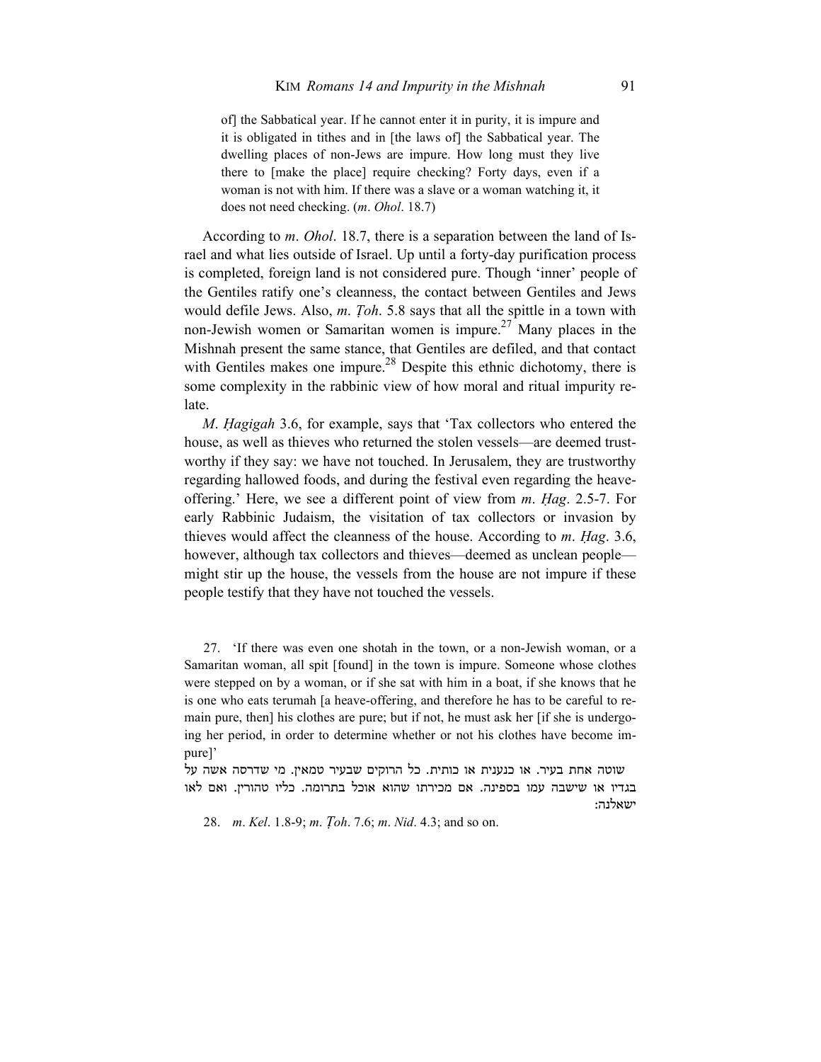> of] the Sabbatical year. If he cannot enter it in purity, it is impure and it is obligated in tithes and in [the laws of] the Sabbatical year. The dwelling places of non-Jews are impure. How long must they live there to [make the place] require checking? Forty days, even if a woman is not with him. If there was a slave or a woman watching it, it does not need checking. (*m*. *Ohol*. 18.7)

According to *m*. *Ohol*. 18.7, there is a separation between the land of Israel and what lies outside of Israel. Up until a forty-day purification process is completed, foreign land is not considered pure. Though 'inner' people of the Gentiles ratify one's cleanness, the contact between Gentiles and Jews would defile Jews. Also, *m*. *Ṭoh*. 5.8 says that all the spittle in a town with non-Jewish women or Samaritan women is impure.[27] Many places in the Mishnah present the same stance, that Gentiles are defiled, and that contact with Gentiles makes one impure.[28] Despite this ethnic dichotomy, there is some complexity in the rabbinic view of how moral and ritual impurity relate.

*M*. *Ḥagigah* 3.6, for example, says that 'Tax collectors who entered the house, as well as thieves who returned the stolen vessels—are deemed trustworthy if they say: we have not touched. In Jerusalem, they are trustworthy regarding hallowed foods, and during the festival even regarding the heave-offering.' Here, we see a different point of view from *m*. *Ḥag*. 2.5-7. For early Rabbinic Judaism, the visitation of tax collectors or invasion by thieves would affect the cleanness of the house. According to *m*. *Ḥag*. 3.6, however, although tax collectors and thieves—deemed as unclean people—might stir up the house, the vessels from the house are not impure if these people testify that they have not touched the vessels.

---

27. 'If there was even one shotah in the town, or a non-Jewish woman, or a Samaritan woman, all spit [found] in the town is impure. Someone whose clothes were stepped on by a woman, or if she sat with him in a boat, if she knows that he is one who eats terumah [a heave-offering, and therefore he has to be careful to remain pure, then] his clothes are pure; but if not, he must ask her [if she is undergoing her period, in order to determine whether or not his clothes have become impure]'

שוטה אחת בעיר. או כנענית או כותית. כל הרוקים שבעיר טמאין. מי שדרסה אשה על בגדיו או שישבה עמו בספינה. אם מכירתו שהוא אוכל בתרומה. כליו טהורין. ואם לאו ישאלנה:

28. *m*. *Kel*. 1.8-9; *m*. *Ṭoh*. 7.6; *m*. *Nid*. 4.3; and so on.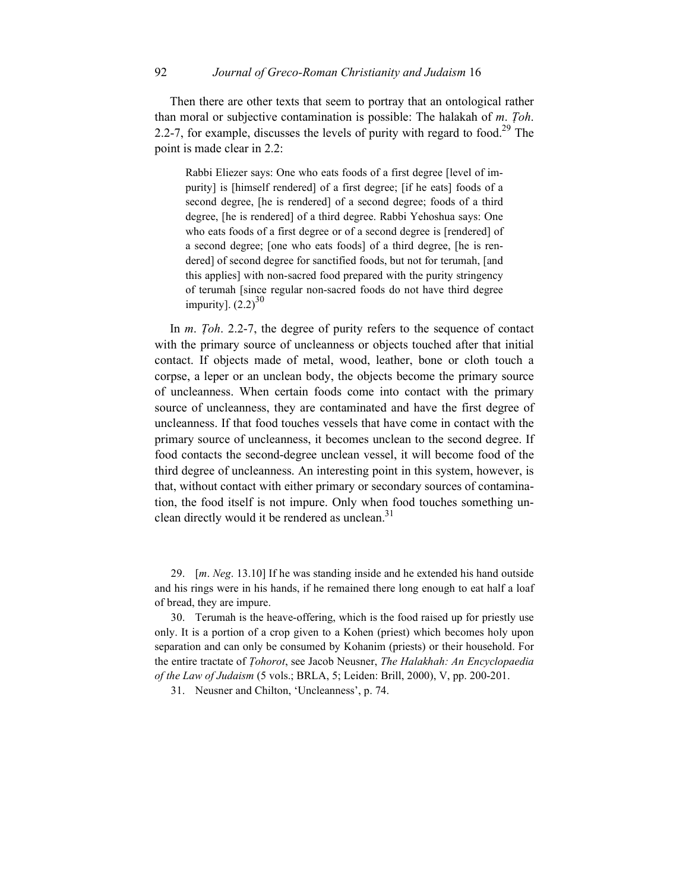Then there are other texts that seem to portray that an ontological rather than moral or subjective contamination is possible: The halakah of *m*. *Ṭoh*. 2.2-7, for example, discusses the levels of purity with regard to food.[29] The point is made clear in 2.2:

> Rabbi Eliezer says: One who eats foods of a first degree [level of impurity] is [himself rendered] of a first degree; [if he eats] foods of a second degree, [he is rendered] of a second degree; foods of a third degree, [he is rendered] of a third degree. Rabbi Yehoshua says: One who eats foods of a first degree or of a second degree is [rendered] of a second degree; [one who eats foods] of a third degree, [he is rendered] of second degree for sanctified foods, but not for terumah, [and this applies] with non-sacred food prepared with the purity stringency of terumah [since regular non-sacred foods do not have third degree impurity]. (2.2)[30]

In *m*. *Ṭoh*. 2.2-7, the degree of purity refers to the sequence of contact with the primary source of uncleanness or objects touched after that initial contact. If objects made of metal, wood, leather, bone or cloth touch a corpse, a leper or an unclean body, the objects become the primary source of uncleanness. When certain foods come into contact with the primary source of uncleanness, they are contaminated and have the first degree of uncleanness. If that food touches vessels that have come in contact with the primary source of uncleanness, it becomes unclean to the second degree. If food contacts the second-degree unclean vessel, it will become food of the third degree of uncleanness. An interesting point in this system, however, is that, without contact with either primary or secondary sources of contamination, the food itself is not impure. Only when food touches something unclean directly would it be rendered as unclean.[31]

---

29. [*m*. *Neg*. 13.10] If he was standing inside and he extended his hand outside and his rings were in his hands, if he remained there long enough to eat half a loaf of bread, they are impure.

30. Terumah is the heave-offering, which is the food raised up for priestly use only. It is a portion of a crop given to a Kohen (priest) which becomes holy upon separation and can only be consumed by Kohanim (priests) or their household. For the entire tractate of *Ṭohorot*, see Jacob Neusner, *The Halakhah: An Encyclopaedia of the Law of Judaism* (5 vols.; BRLA, 5; Leiden: Brill, 2000), V, pp. 200-201.

31. Neusner and Chilton, 'Uncleanness', p. 74.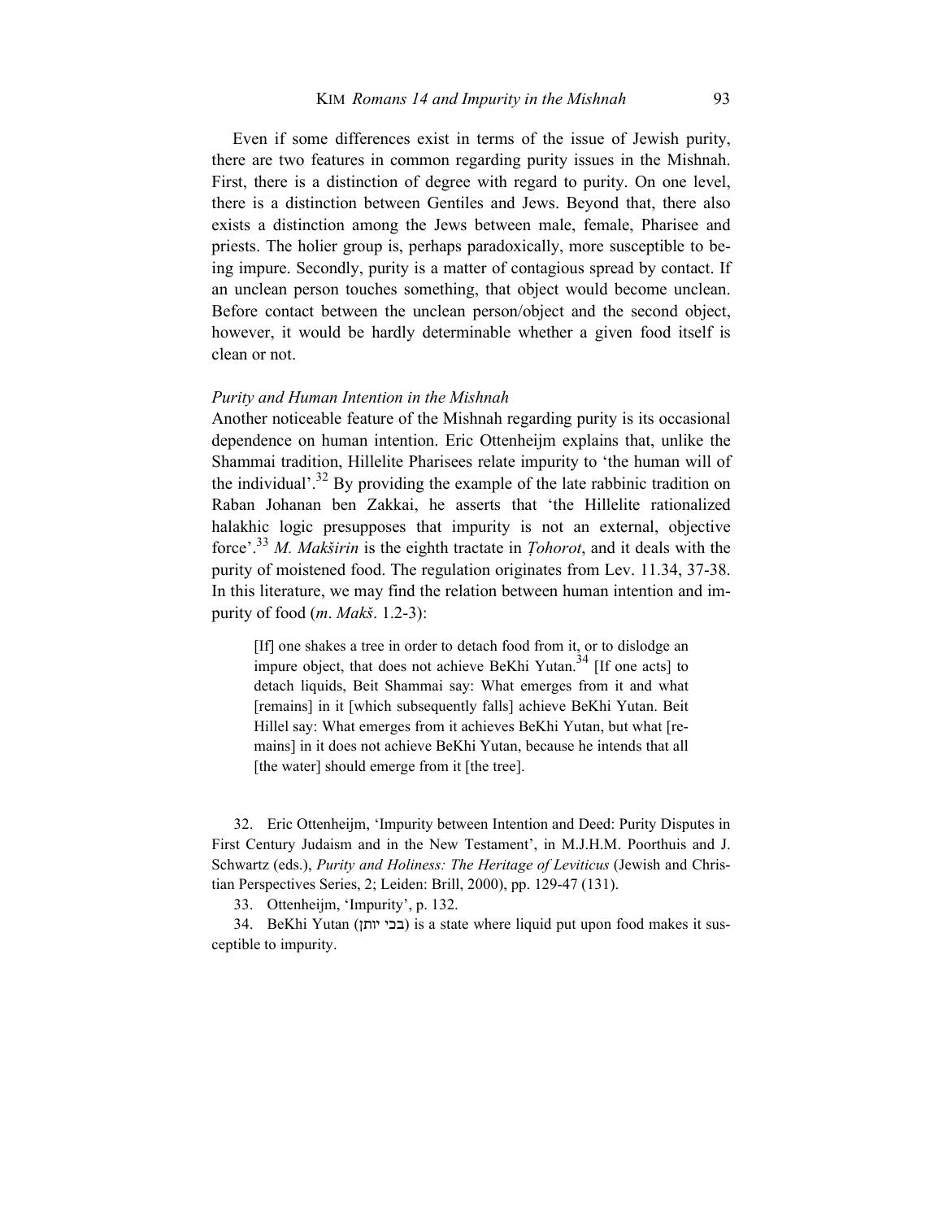Even if some differences exist in terms of the issue of Jewish purity, there are two features in common regarding purity issues in the Mishnah. First, there is a distinction of degree with regard to purity. On one level, there is a distinction between Gentiles and Jews. Beyond that, there also exists a distinction among the Jews between male, female, Pharisee and priests. The holier group is, perhaps paradoxically, more susceptible to being impure. Secondly, purity is a matter of contagious spread by contact. If an unclean person touches something, that object would become unclean. Before contact between the unclean person/object and the second object, however, it would be hardly determinable whether a given food itself is clean or not.

*Purity and Human Intention in the Mishnah*

Another noticeable feature of the Mishnah regarding purity is its occasional dependence on human intention. Eric Ottenheijm explains that, unlike the Shammai tradition, Hillelite Pharisees relate impurity to 'the human will of the individual'.[32] By providing the example of the late rabbinic tradition on Raban Johanan ben Zakkai, he asserts that 'the Hillelite rationalized halakhic logic presupposes that impurity is not an external, objective force'.[33] *M. Makširin* is the eighth tractate in *Ṭohorot*, and it deals with the purity of moistened food. The regulation originates from Lev. 11.34, 37-38. In this literature, we may find the relation between human intention and impurity of food (*m*. *Makš*. 1.2-3):

> [If] one shakes a tree in order to detach food from it, or to dislodge an impure object, that does not achieve BeKhi Yutan.[34] [If one acts] to detach liquids, Beit Shammai say: What emerges from it and what [remains] in it [which subsequently falls] achieve BeKhi Yutan. Beit Hillel say: What emerges from it achieves BeKhi Yutan, but what [remains] in it does not achieve BeKhi Yutan, because he intends that all [the water] should emerge from it [the tree].

32. Eric Ottenheijm, 'Impurity between Intention and Deed: Purity Disputes in First Century Judaism and in the New Testament', in M.J.H.M. Poorthuis and J. Schwartz (eds.), *Purity and Holiness: The Heritage of Leviticus* (Jewish and Christian Perspectives Series, 2; Leiden: Brill, 2000), pp. 129-47 (131).

33. Ottenheijm, 'Impurity', p. 132.

34. BeKhi Yutan (בכי יותן) is a state where liquid put upon food makes it susceptible to impurity.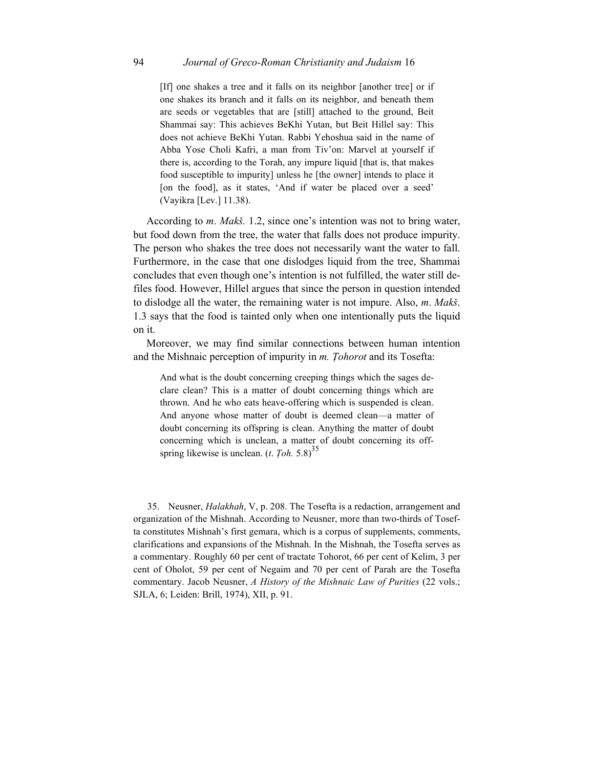> [If] one shakes a tree and it falls on its neighbor [another tree] or if one shakes its branch and it falls on its neighbor, and beneath them are seeds or vegetables that are [still] attached to the ground, Beit Shammai say: This achieves BeKhi Yutan, but Beit Hillel say: This does not achieve BeKhi Yutan. Rabbi Yehoshua said in the name of Abba Yose Choli Kafri, a man from Tiv'on: Marvel at yourself if there is, according to the Torah, any impure liquid [that is, that makes food susceptible to impurity] unless he [the owner] intends to place it [on the food], as it states, 'And if water be placed over a seed' (Vayikra [Lev.] 11.38).

According to *m*. *Makš.* 1.2, since one's intention was not to bring water, but food down from the tree, the water that falls does not produce impurity. The person who shakes the tree does not necessarily want the water to fall. Furthermore, in the case that one dislodges liquid from the tree, Shammai concludes that even though one's intention is not fulfilled, the water still defiles food. However, Hillel argues that since the person in question intended to dislodge all the water, the remaining water is not impure. Also, *m*. *Makš*. 1.3 says that the food is tainted only when one intentionally puts the liquid on it.

Moreover, we may find similar connections between human intention and the Mishnaic perception of impurity in *m. Ṭohorot* and its Tosefta:

> And what is the doubt concerning creeping things which the sages declare clean? This is a matter of doubt concerning things which are thrown. And he who eats heave-offering which is suspended is clean. And anyone whose matter of doubt is deemed clean—a matter of doubt concerning its offspring is clean. Anything the matter of doubt concerning which is unclean, a matter of doubt concerning its offspring likewise is unclean. (*t*. *Ṭoh.* 5.8)[35]

35. Neusner, *Halakhah*, V, p. 208. The Tosefta is a redaction, arrangement and organization of the Mishnah. According to Neusner, more than two-thirds of Tosefta constitutes Mishnah's first gemara, which is a corpus of supplements, comments, clarifications and expansions of the Mishnah. In the Mishnah, the Tosefta serves as a commentary. Roughly 60 per cent of tractate Tohorot, 66 per cent of Kelim, 3 per cent of Oholot, 59 per cent of Negaim and 70 per cent of Parah are the Tosefta commentary. Jacob Neusner, *A History of the Mishnaic Law of Purities* (22 vols.; SJLA, 6; Leiden: Brill, 1974), XII, p. 91.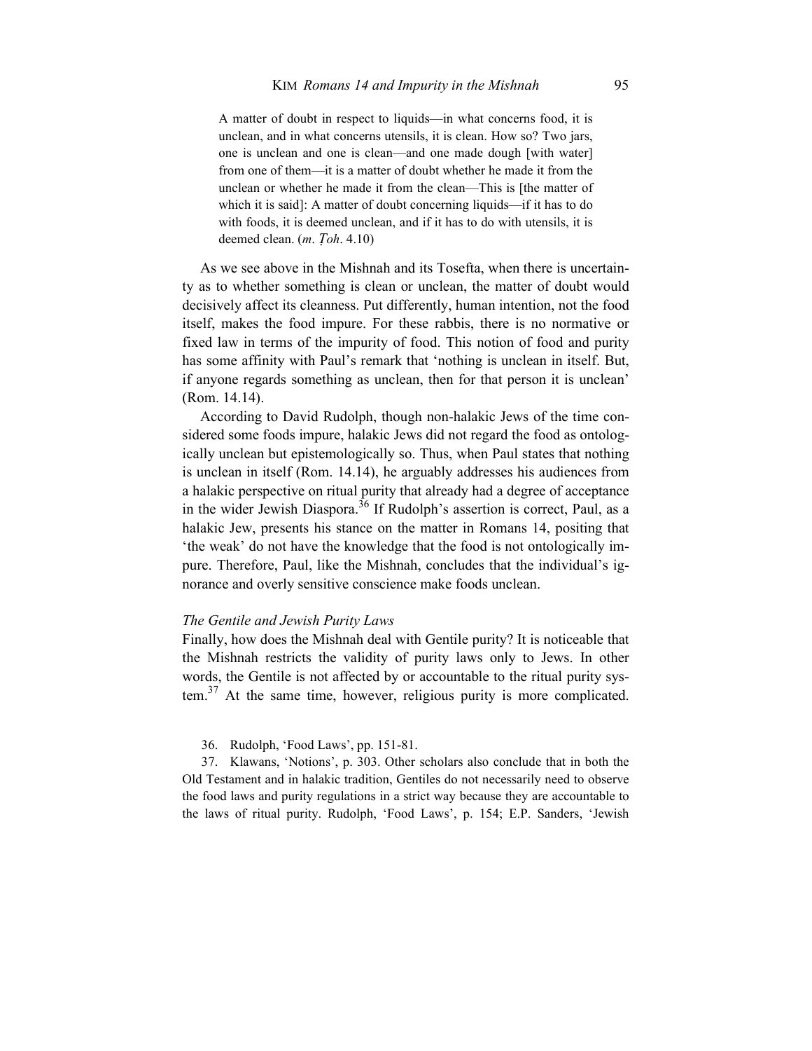> A matter of doubt in respect to liquids—in what concerns food, it is unclean, and in what concerns utensils, it is clean. How so? Two jars, one is unclean and one is clean—and one made dough [with water] from one of them—it is a matter of doubt whether he made it from the unclean or whether he made it from the clean—This is [the matter of which it is said]: A matter of doubt concerning liquids—if it has to do with foods, it is deemed unclean, and if it has to do with utensils, it is deemed clean. (*m*. *Ṭoh*. 4.10)

As we see above in the Mishnah and its Tosefta, when there is uncertainty as to whether something is clean or unclean, the matter of doubt would decisively affect its cleanness. Put differently, human intention, not the food itself, makes the food impure. For these rabbis, there is no normative or fixed law in terms of the impurity of food. This notion of food and purity has some affinity with Paul's remark that 'nothing is unclean in itself. But, if anyone regards something as unclean, then for that person it is unclean' (Rom. 14.14).

According to David Rudolph, though non-halakic Jews of the time considered some foods impure, halakic Jews did not regard the food as ontologically unclean but epistemologically so. Thus, when Paul states that nothing is unclean in itself (Rom. 14.14), he arguably addresses his audiences from a halakic perspective on ritual purity that already had a degree of acceptance in the wider Jewish Diaspora.[36] If Rudolph's assertion is correct, Paul, as a halakic Jew, presents his stance on the matter in Romans 14, positing that 'the weak' do not have the knowledge that the food is not ontologically impure. Therefore, Paul, like the Mishnah, concludes that the individual's ignorance and overly sensitive conscience make foods unclean.

### *The Gentile and Jewish Purity Laws*

Finally, how does the Mishnah deal with Gentile purity? It is noticeable that the Mishnah restricts the validity of purity laws only to Jews. In other words, the Gentile is not affected by or accountable to the ritual purity system.[37] At the same time, however, religious purity is more complicated.

36. Rudolph, 'Food Laws', pp. 151-81.

37. Klawans, 'Notions', p. 303. Other scholars also conclude that in both the Old Testament and in halakic tradition, Gentiles do not necessarily need to observe the food laws and purity regulations in a strict way because they are accountable to the laws of ritual purity. Rudolph, 'Food Laws', p. 154; E.P. Sanders, 'Jewish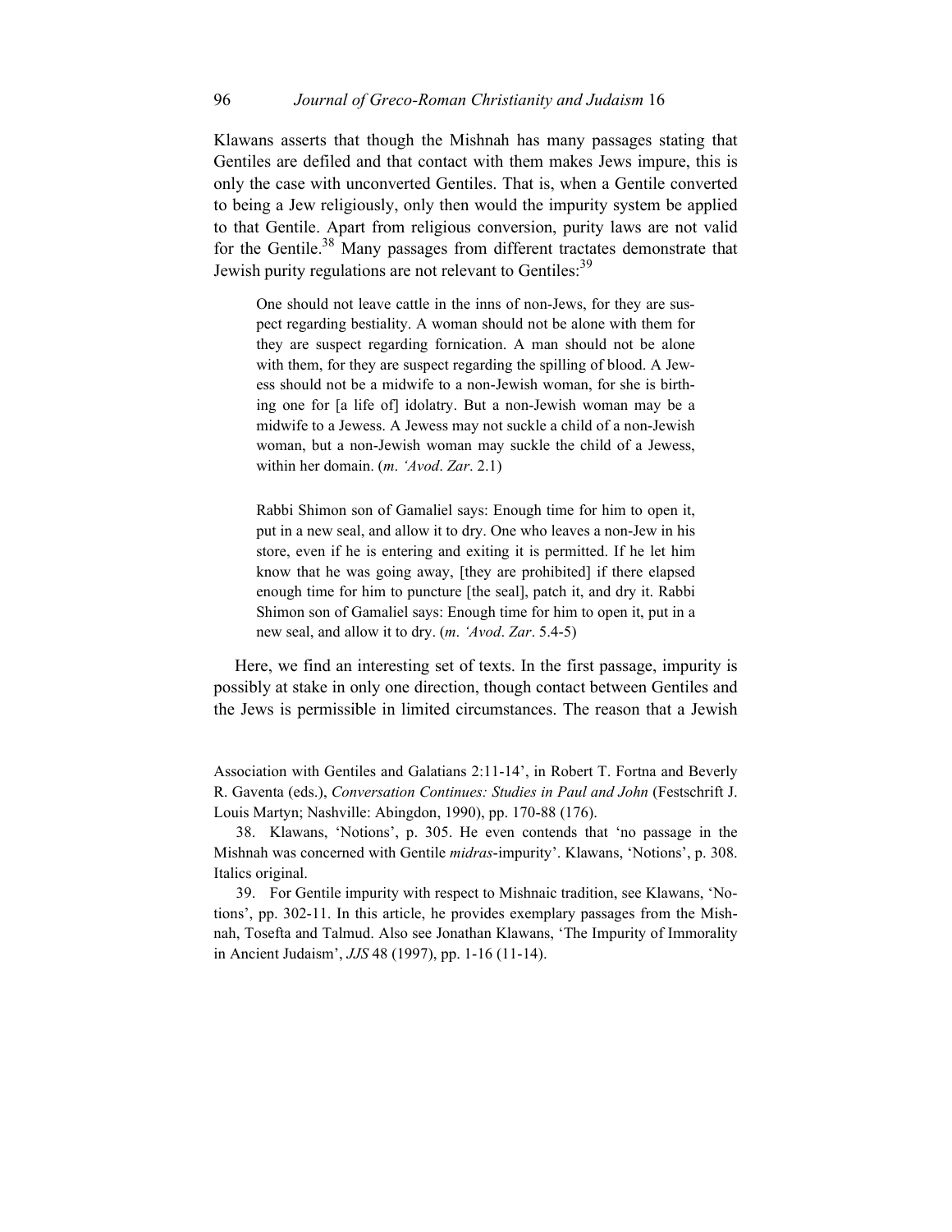Klawans asserts that though the Mishnah has many passages stating that Gentiles are defiled and that contact with them makes Jews impure, this is only the case with unconverted Gentiles. That is, when a Gentile converted to being a Jew religiously, only then would the impurity system be applied to that Gentile. Apart from religious conversion, purity laws are not valid for the Gentile.[38] Many passages from different tractates demonstrate that Jewish purity regulations are not relevant to Gentiles:[39]

> One should not leave cattle in the inns of non-Jews, for they are suspect regarding bestiality. A woman should not be alone with them for they are suspect regarding fornication. A man should not be alone with them, for they are suspect regarding the spilling of blood. A Jewess should not be a midwife to a non-Jewish woman, for she is birthing one for [a life of] idolatry. But a non-Jewish woman may be a midwife to a Jewess. A Jewess may not suckle a child of a non-Jewish woman, but a non-Jewish woman may suckle the child of a Jewess, within her domain. (*m*. *'Avod*. *Zar*. 2.1)

> Rabbi Shimon son of Gamaliel says: Enough time for him to open it, put in a new seal, and allow it to dry. One who leaves a non-Jew in his store, even if he is entering and exiting it is permitted. If he let him know that he was going away, [they are prohibited] if there elapsed enough time for him to puncture [the seal], patch it, and dry it. Rabbi Shimon son of Gamaliel says: Enough time for him to open it, put in a new seal, and allow it to dry. (*m*. *'Avod*. *Zar*. 5.4-5)

Here, we find an interesting set of texts. In the first passage, impurity is possibly at stake in only one direction, though contact between Gentiles and the Jews is permissible in limited circumstances. The reason that a Jewish

---

Association with Gentiles and Galatians 2:11-14', in Robert T. Fortna and Beverly R. Gaventa (eds.), *Conversation Continues: Studies in Paul and John* (Festschrift J. Louis Martyn; Nashville: Abingdon, 1990), pp. 170-88 (176).

38. Klawans, 'Notions', p. 305. He even contends that 'no passage in the Mishnah was concerned with Gentile *midras*-impurity'. Klawans, 'Notions', p. 308. Italics original.

39. For Gentile impurity with respect to Mishnaic tradition, see Klawans, 'Notions', pp. 302-11. In this article, he provides exemplary passages from the Mishnah, Tosefta and Talmud. Also see Jonathan Klawans, 'The Impurity of Immorality in Ancient Judaism', *JJS* 48 (1997), pp. 1-16 (11-14).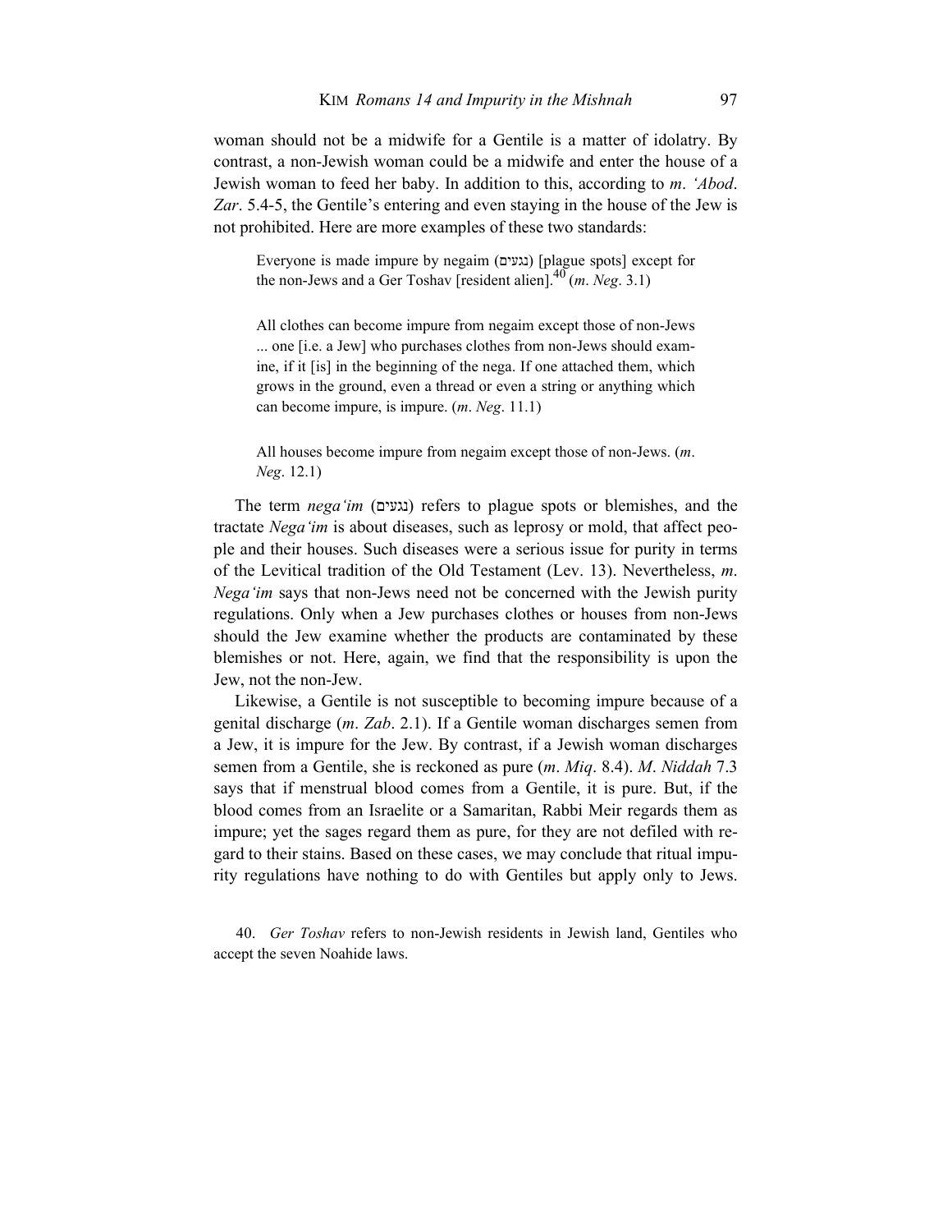woman should not be a midwife for a Gentile is a matter of idolatry. By contrast, a non-Jewish woman could be a midwife and enter the house of a Jewish woman to feed her baby. In addition to this, according to *m*. *'Abod*. *Zar*. 5.4-5, the Gentile's entering and even staying in the house of the Jew is not prohibited. Here are more examples of these two standards:

> Everyone is made impure by negaim (נגעים) [plague spots] except for the non-Jews and a Ger Toshav [resident alien].[40] (*m*. *Neg*. 3.1)

> All clothes can become impure from negaim except those of non-Jews ... one [i.e. a Jew] who purchases clothes from non-Jews should examine, if it [is] in the beginning of the nega. If one attached them, which grows in the ground, even a thread or even a string or anything which can become impure, is impure. (*m*. *Neg*. 11.1)

> All houses become impure from negaim except those of non-Jews. (*m*. *Neg*. 12.1)

The term *nega'im* (נגעים) refers to plague spots or blemishes, and the tractate *Nega'im* is about diseases, such as leprosy or mold, that affect people and their houses. Such diseases were a serious issue for purity in terms of the Levitical tradition of the Old Testament (Lev. 13). Nevertheless, *m*. *Nega'im* says that non-Jews need not be concerned with the Jewish purity regulations. Only when a Jew purchases clothes or houses from non-Jews should the Jew examine whether the products are contaminated by these blemishes or not. Here, again, we find that the responsibility is upon the Jew, not the non-Jew.

Likewise, a Gentile is not susceptible to becoming impure because of a genital discharge (*m*. *Zab*. 2.1). If a Gentile woman discharges semen from a Jew, it is impure for the Jew. By contrast, if a Jewish woman discharges semen from a Gentile, she is reckoned as pure (*m*. *Miq*. 8.4). *M*. *Niddah* 7.3 says that if menstrual blood comes from a Gentile, it is pure. But, if the blood comes from an Israelite or a Samaritan, Rabbi Meir regards them as impure; yet the sages regard them as pure, for they are not defiled with regard to their stains. Based on these cases, we may conclude that ritual impurity regulations have nothing to do with Gentiles but apply only to Jews.

40. *Ger Toshav* refers to non-Jewish residents in Jewish land, Gentiles who accept the seven Noahide laws.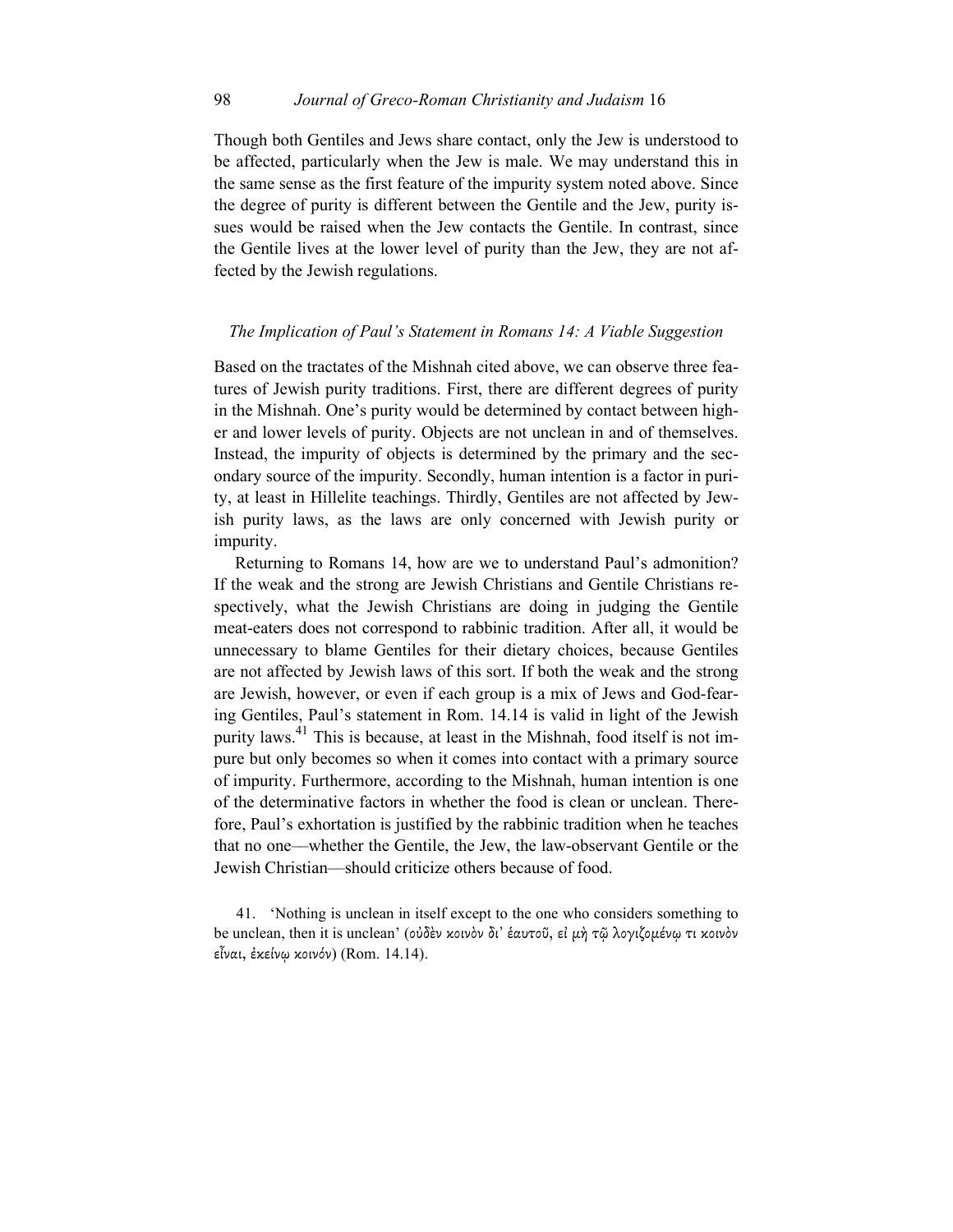Though both Gentiles and Jews share contact, only the Jew is understood to be affected, particularly when the Jew is male. We may understand this in the same sense as the first feature of the impurity system noted above. Since the degree of purity is different between the Gentile and the Jew, purity issues would be raised when the Jew contacts the Gentile. In contrast, since the Gentile lives at the lower level of purity than the Jew, they are not affected by the Jewish regulations.

### *The Implication of Paul's Statement in Romans 14: A Viable Suggestion*

Based on the tractates of the Mishnah cited above, we can observe three features of Jewish purity traditions. First, there are different degrees of purity in the Mishnah. One's purity would be determined by contact between higher and lower levels of purity. Objects are not unclean in and of themselves. Instead, the impurity of objects is determined by the primary and the secondary source of the impurity. Secondly, human intention is a factor in purity, at least in Hillelite teachings. Thirdly, Gentiles are not affected by Jewish purity laws, as the laws are only concerned with Jewish purity or impurity.

Returning to Romans 14, how are we to understand Paul's admonition? If the weak and the strong are Jewish Christians and Gentile Christians respectively, what the Jewish Christians are doing in judging the Gentile meat-eaters does not correspond to rabbinic tradition. After all, it would be unnecessary to blame Gentiles for their dietary choices, because Gentiles are not affected by Jewish laws of this sort. If both the weak and the strong are Jewish, however, or even if each group is a mix of Jews and God-fearing Gentiles, Paul's statement in Rom. 14.14 is valid in light of the Jewish purity laws.[41] This is because, at least in the Mishnah, food itself is not impure but only becomes so when it comes into contact with a primary source of impurity. Furthermore, according to the Mishnah, human intention is one of the determinative factors in whether the food is clean or unclean. Therefore, Paul's exhortation is justified by the rabbinic tradition when he teaches that no one—whether the Gentile, the Jew, the law-observant Gentile or the Jewish Christian—should criticize others because of food.

41. 'Nothing is unclean in itself except to the one who considers something to be unclean, then it is unclean' (οὐδὲν κοινὸν δι' ἑαυτοῦ, εἰ μὴ τῷ λογιζομένῳ τι κοινὸν εἶναι, ἐκείνῳ κοινόν) (Rom. 14.14).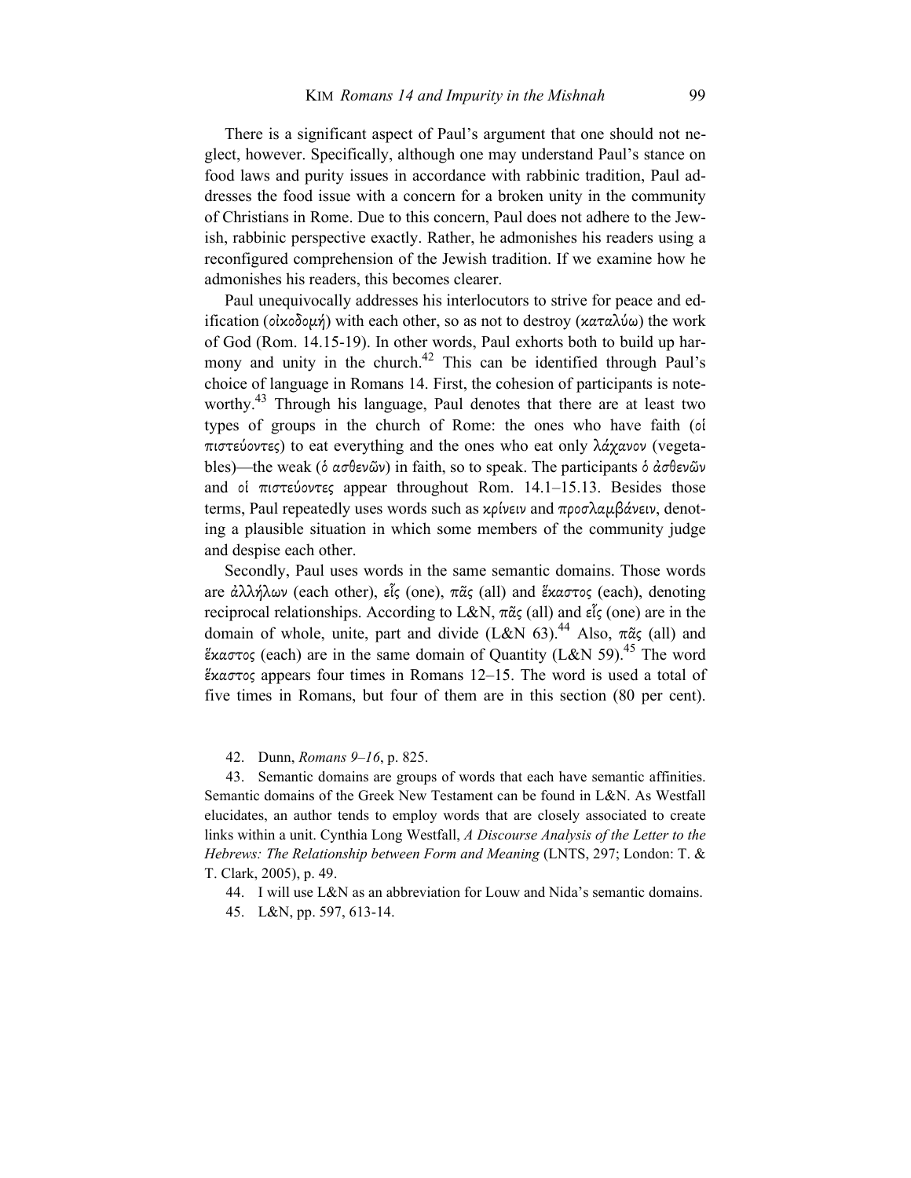There is a significant aspect of Paul's argument that one should not neglect, however. Specifically, although one may understand Paul's stance on food laws and purity issues in accordance with rabbinic tradition, Paul addresses the food issue with a concern for a broken unity in the community of Christians in Rome. Due to this concern, Paul does not adhere to the Jewish, rabbinic perspective exactly. Rather, he admonishes his readers using a reconfigured comprehension of the Jewish tradition. If we examine how he admonishes his readers, this becomes clearer.

Paul unequivocally addresses his interlocutors to strive for peace and edification (οἰκοδομή) with each other, so as not to destroy (καταλύω) the work of God (Rom. 14.15-19). In other words, Paul exhorts both to build up harmony and unity in the church.[42] This can be identified through Paul's choice of language in Romans 14. First, the cohesion of participants is noteworthy.[43] Through his language, Paul denotes that there are at least two types of groups in the church of Rome: the ones who have faith (οἱ πιστεύοντες) to eat everything and the ones who eat only λάχανον (vegetables)—the weak (ὁ ασθενῶν) in faith, so to speak. The participants ὁ ἀσθενῶν and οἱ πιστεύοντες appear throughout Rom. 14.1–15.13. Besides those terms, Paul repeatedly uses words such as κρίνειν and προσλαμβάνειν, denoting a plausible situation in which some members of the community judge and despise each other.

Secondly, Paul uses words in the same semantic domains. Those words are ἀλλήλων (each other), εἷς (one), πᾶς (all) and ἕκαστος (each), denoting reciprocal relationships. According to L&N, πᾶς (all) and εἷς (one) are in the domain of whole, unite, part and divide (L&N 63).[44] Also, πᾶς (all) and ἕκαστος (each) are in the same domain of Quantity (L&N 59).[45] The word ἕκαστος appears four times in Romans 12–15. The word is used a total of five times in Romans, but four of them are in this section (80 per cent).

42. Dunn, *Romans 9–16*, p. 825.

43. Semantic domains are groups of words that each have semantic affinities. Semantic domains of the Greek New Testament can be found in L&N. As Westfall elucidates, an author tends to employ words that are closely associated to create links within a unit. Cynthia Long Westfall, *A Discourse Analysis of the Letter to the Hebrews: The Relationship between Form and Meaning* (LNTS, 297; London: T. & T. Clark, 2005), p. 49.

44. I will use L&N as an abbreviation for Louw and Nida's semantic domains.

45. L&N, pp. 597, 613-14.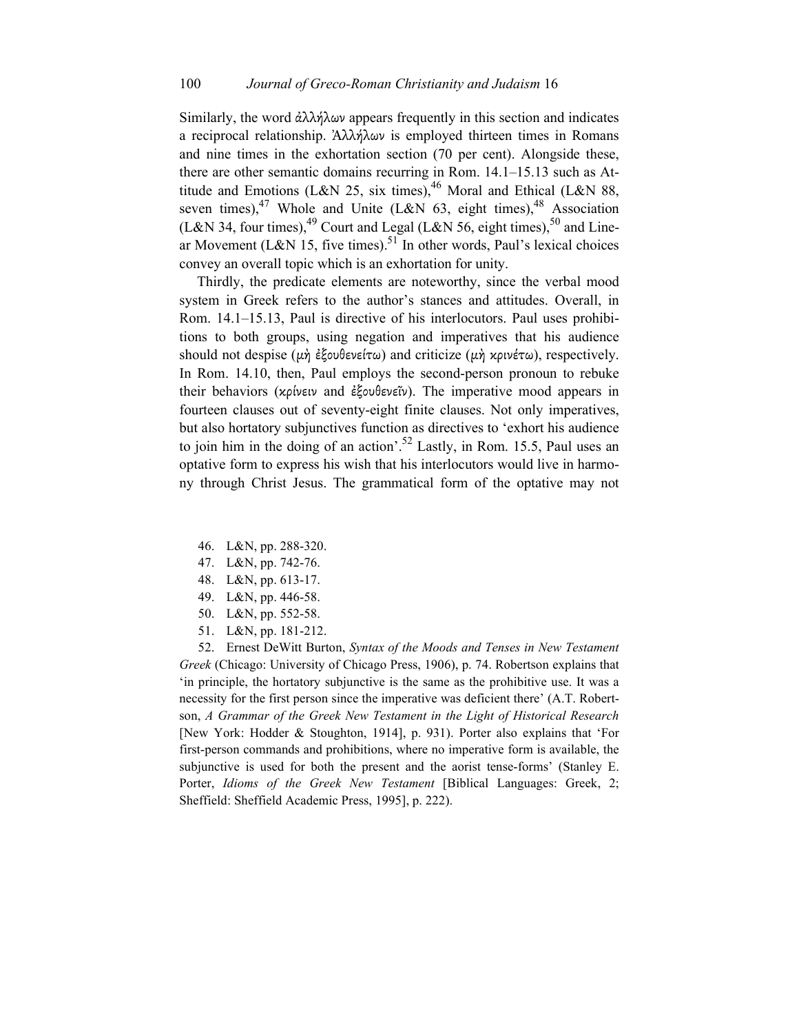Similarly, the word ἀλλήλων appears frequently in this section and indicates a reciprocal relationship. Ἀλλήλων is employed thirteen times in Romans and nine times in the exhortation section (70 per cent). Alongside these, there are other semantic domains recurring in Rom. 14.1–15.13 such as Attitude and Emotions (L&N 25, six times),[46] Moral and Ethical (L&N 88, seven times),[47] Whole and Unite (L&N 63, eight times),[48] Association (L&N 34, four times),[49] Court and Legal (L&N 56, eight times),[50] and Linear Movement (L&N 15, five times).[51] In other words, Paul's lexical choices convey an overall topic which is an exhortation for unity.

Thirdly, the predicate elements are noteworthy, since the verbal mood system in Greek refers to the author's stances and attitudes. Overall, in Rom. 14.1–15.13, Paul is directive of his interlocutors. Paul uses prohibitions to both groups, using negation and imperatives that his audience should not despise (μὴ ἐξουθενείτω) and criticize (μὴ κρινέτω), respectively. In Rom. 14.10, then, Paul employs the second-person pronoun to rebuke their behaviors (κρίνειν and ἐξουθενεῖν). The imperative mood appears in fourteen clauses out of seventy-eight finite clauses. Not only imperatives, but also hortatory subjunctives function as directives to 'exhort his audience to join him in the doing of an action'.[52] Lastly, in Rom. 15.5, Paul uses an optative form to express his wish that his interlocutors would live in harmony through Christ Jesus. The grammatical form of the optative may not

46. L&N, pp. 288-320.

47. L&N, pp. 742-76.

48. L&N, pp. 613-17.

49. L&N, pp. 446-58.

50. L&N, pp. 552-58.

51. L&N, pp. 181-212.

52. Ernest DeWitt Burton, *Syntax of the Moods and Tenses in New Testament Greek* (Chicago: University of Chicago Press, 1906), p. 74. Robertson explains that 'in principle, the hortatory subjunctive is the same as the prohibitive use. It was a necessity for the first person since the imperative was deficient there' (A.T. Robertson, *A Grammar of the Greek New Testament in the Light of Historical Research* [New York: Hodder & Stoughton, 1914], p. 931). Porter also explains that 'For first-person commands and prohibitions, where no imperative form is available, the subjunctive is used for both the present and the aorist tense-forms' (Stanley E. Porter, *Idioms of the Greek New Testament* [Biblical Languages: Greek, 2; Sheffield: Sheffield Academic Press, 1995], p. 222).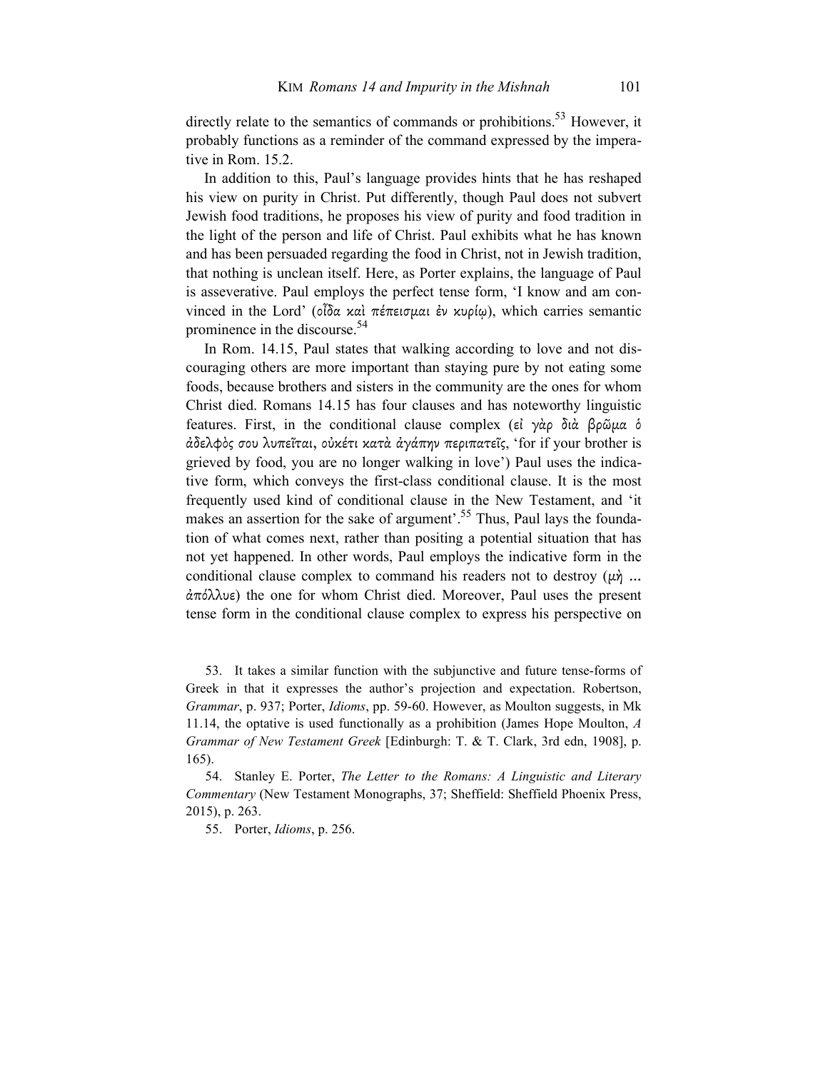directly relate to the semantics of commands or prohibitions.[53] However, it probably functions as a reminder of the command expressed by the imperative in Rom. 15.2.

In addition to this, Paul's language provides hints that he has reshaped his view on purity in Christ. Put differently, though Paul does not subvert Jewish food traditions, he proposes his view of purity and food tradition in the light of the person and life of Christ. Paul exhibits what he has known and has been persuaded regarding the food in Christ, not in Jewish tradition, that nothing is unclean itself. Here, as Porter explains, the language of Paul is asseverative. Paul employs the perfect tense form, 'I know and am convinced in the Lord' (οἶδα καὶ πέπεισμαι ἐν κυρίῳ), which carries semantic prominence in the discourse.[54]

In Rom. 14.15, Paul states that walking according to love and not discouraging others are more important than staying pure by not eating some foods, because brothers and sisters in the community are the ones for whom Christ died. Romans 14.15 has four clauses and has noteworthy linguistic features. First, in the conditional clause complex (εἰ γὰρ διὰ βρῶμα ὁ ἀδελφός σου λυπεῖται, οὐκέτι κατὰ ἀγάπην περιπατεῖς, 'for if your brother is grieved by food, you are no longer walking in love') Paul uses the indicative form, which conveys the first-class conditional clause. It is the most frequently used kind of conditional clause in the New Testament, and 'it makes an assertion for the sake of argument'.[55] Thus, Paul lays the foundation of what comes next, rather than positing a potential situation that has not yet happened. In other words, Paul employs the indicative form in the conditional clause complex to command his readers not to destroy (μὴ … ἀπόλλυε) the one for whom Christ died. Moreover, Paul uses the present tense form in the conditional clause complex to express his perspective on

53. It takes a similar function with the subjunctive and future tense-forms of Greek in that it expresses the author's projection and expectation. Robertson, *Grammar*, p. 937; Porter, *Idioms*, pp. 59-60. However, as Moulton suggests, in Mk 11.14, the optative is used functionally as a prohibition (James Hope Moulton, *A Grammar of New Testament Greek* [Edinburgh: T. & T. Clark, 3rd edn, 1908], p. 165).

54. Stanley E. Porter, *The Letter to the Romans: A Linguistic and Literary Commentary* (New Testament Monographs, 37; Sheffield: Sheffield Phoenix Press, 2015), p. 263.

55. Porter, *Idioms*, p. 256.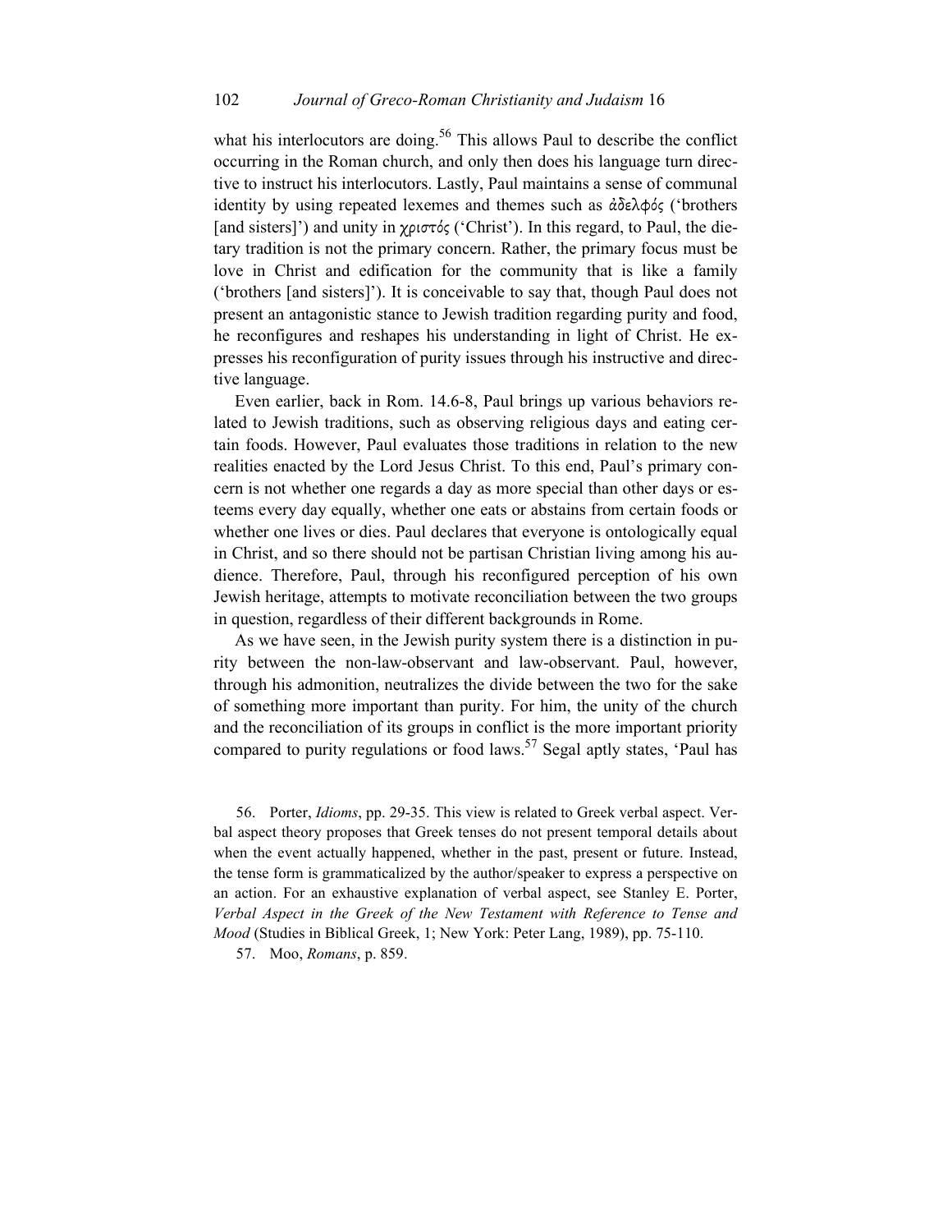what his interlocutors are doing.[56] This allows Paul to describe the conflict occurring in the Roman church, and only then does his language turn directive to instruct his interlocutors. Lastly, Paul maintains a sense of communal identity by using repeated lexemes and themes such as ἀδελφός ('brothers [and sisters]') and unity in χριστός ('Christ'). In this regard, to Paul, the dietary tradition is not the primary concern. Rather, the primary focus must be love in Christ and edification for the community that is like a family ('brothers [and sisters]'). It is conceivable to say that, though Paul does not present an antagonistic stance to Jewish tradition regarding purity and food, he reconfigures and reshapes his understanding in light of Christ. He expresses his reconfiguration of purity issues through his instructive and directive language.

Even earlier, back in Rom. 14.6-8, Paul brings up various behaviors related to Jewish traditions, such as observing religious days and eating certain foods. However, Paul evaluates those traditions in relation to the new realities enacted by the Lord Jesus Christ. To this end, Paul's primary concern is not whether one regards a day as more special than other days or esteems every day equally, whether one eats or abstains from certain foods or whether one lives or dies. Paul declares that everyone is ontologically equal in Christ, and so there should not be partisan Christian living among his audience. Therefore, Paul, through his reconfigured perception of his own Jewish heritage, attempts to motivate reconciliation between the two groups in question, regardless of their different backgrounds in Rome.

As we have seen, in the Jewish purity system there is a distinction in purity between the non-law-observant and law-observant. Paul, however, through his admonition, neutralizes the divide between the two for the sake of something more important than purity. For him, the unity of the church and the reconciliation of its groups in conflict is the more important priority compared to purity regulations or food laws.[57] Segal aptly states, 'Paul has

56. Porter, *Idioms*, pp. 29-35. This view is related to Greek verbal aspect. Verbal aspect theory proposes that Greek tenses do not present temporal details about when the event actually happened, whether in the past, present or future. Instead, the tense form is grammaticalized by the author/speaker to express a perspective on an action. For an exhaustive explanation of verbal aspect, see Stanley E. Porter, *Verbal Aspect in the Greek of the New Testament with Reference to Tense and Mood* (Studies in Biblical Greek, 1; New York: Peter Lang, 1989), pp. 75-110.

57. Moo, *Romans*, p. 859.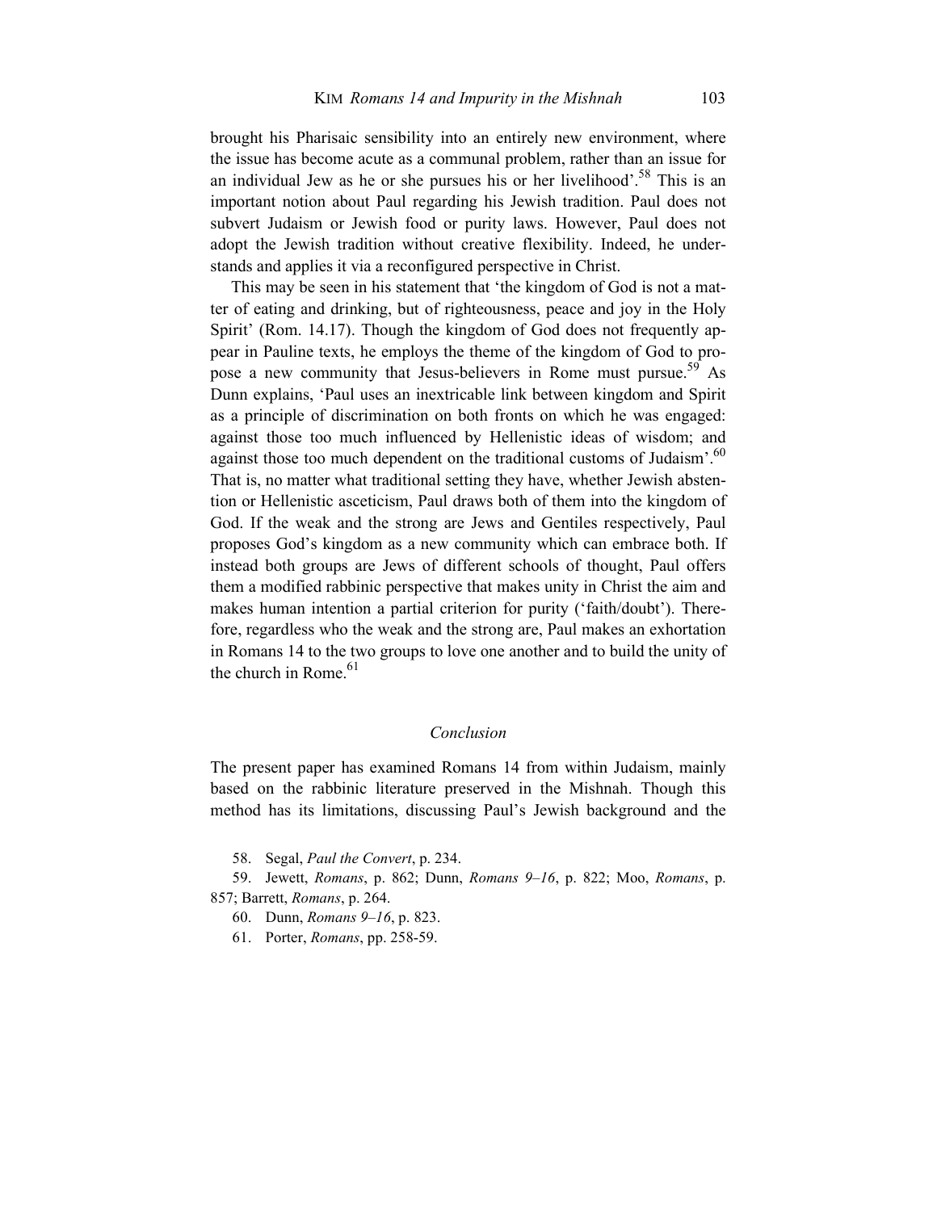brought his Pharisaic sensibility into an entirely new environment, where the issue has become acute as a communal problem, rather than an issue for an individual Jew as he or she pursues his or her livelihood'.[58] This is an important notion about Paul regarding his Jewish tradition. Paul does not subvert Judaism or Jewish food or purity laws. However, Paul does not adopt the Jewish tradition without creative flexibility. Indeed, he understands and applies it via a reconfigured perspective in Christ.

This may be seen in his statement that 'the kingdom of God is not a matter of eating and drinking, but of righteousness, peace and joy in the Holy Spirit' (Rom. 14.17). Though the kingdom of God does not frequently appear in Pauline texts, he employs the theme of the kingdom of God to propose a new community that Jesus-believers in Rome must pursue.[59] As Dunn explains, 'Paul uses an inextricable link between kingdom and Spirit as a principle of discrimination on both fronts on which he was engaged: against those too much influenced by Hellenistic ideas of wisdom; and against those too much dependent on the traditional customs of Judaism'.[60] That is, no matter what traditional setting they have, whether Jewish abstention or Hellenistic asceticism, Paul draws both of them into the kingdom of God. If the weak and the strong are Jews and Gentiles respectively, Paul proposes God's kingdom as a new community which can embrace both. If instead both groups are Jews of different schools of thought, Paul offers them a modified rabbinic perspective that makes unity in Christ the aim and makes human intention a partial criterion for purity ('faith/doubt'). Therefore, regardless who the weak and the strong are, Paul makes an exhortation in Romans 14 to the two groups to love one another and to build the unity of the church in Rome.[61]

## *Conclusion*

The present paper has examined Romans 14 from within Judaism, mainly based on the rabbinic literature preserved in the Mishnah. Though this method has its limitations, discussing Paul's Jewish background and the

58. Segal, *Paul the Convert*, p. 234.

59. Jewett, *Romans*, p. 862; Dunn, *Romans 9–16*, p. 822; Moo, *Romans*, p. 857; Barrett, *Romans*, p. 264.

60. Dunn, *Romans 9–16*, p. 823.

61. Porter, *Romans*, pp. 258-59.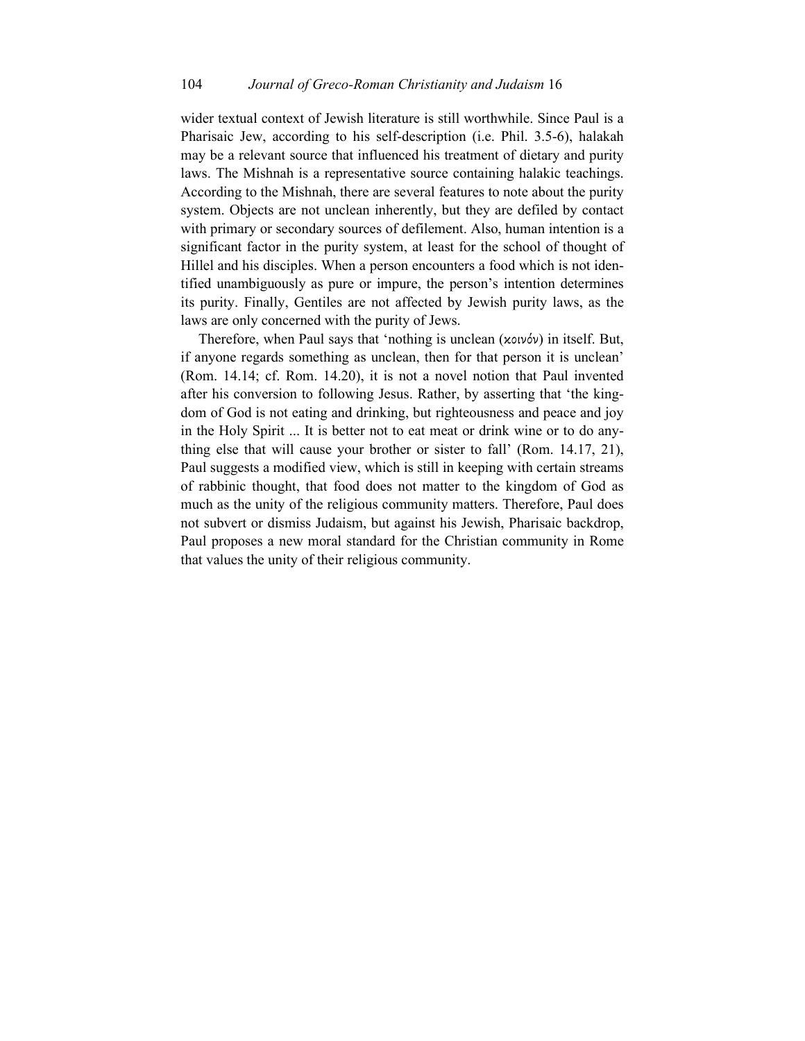wider textual context of Jewish literature is still worthwhile. Since Paul is a Pharisaic Jew, according to his self-description (i.e. Phil. 3.5-6), halakah may be a relevant source that influenced his treatment of dietary and purity laws. The Mishnah is a representative source containing halakic teachings. According to the Mishnah, there are several features to note about the purity system. Objects are not unclean inherently, but they are defiled by contact with primary or secondary sources of defilement. Also, human intention is a significant factor in the purity system, at least for the school of thought of Hillel and his disciples. When a person encounters a food which is not identified unambiguously as pure or impure, the person's intention determines its purity. Finally, Gentiles are not affected by Jewish purity laws, as the laws are only concerned with the purity of Jews.

Therefore, when Paul says that 'nothing is unclean (κοινόν) in itself. But, if anyone regards something as unclean, then for that person it is unclean' (Rom. 14.14; cf. Rom. 14.20), it is not a novel notion that Paul invented after his conversion to following Jesus. Rather, by asserting that 'the kingdom of God is not eating and drinking, but righteousness and peace and joy in the Holy Spirit ... It is better not to eat meat or drink wine or to do anything else that will cause your brother or sister to fall' (Rom. 14.17, 21), Paul suggests a modified view, which is still in keeping with certain streams of rabbinic thought, that food does not matter to the kingdom of God as much as the unity of the religious community matters. Therefore, Paul does not subvert or dismiss Judaism, but against his Jewish, Pharisaic backdrop, Paul proposes a new moral standard for the Christian community in Rome that values the unity of their religious community.